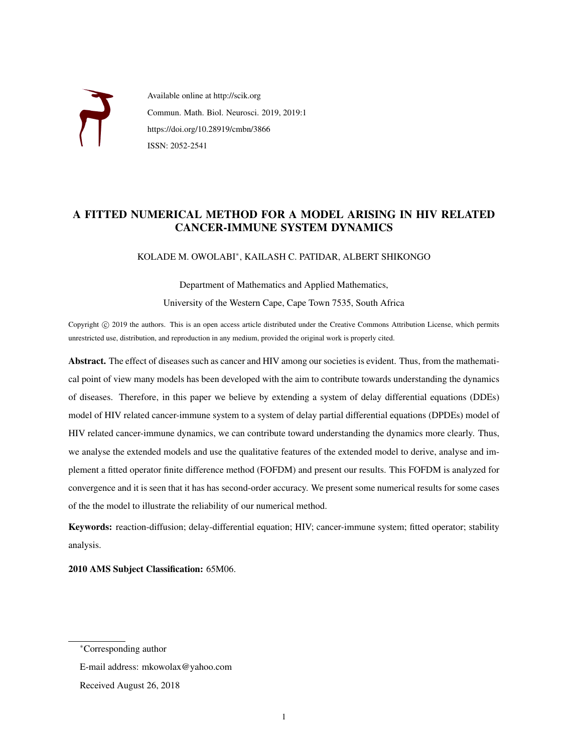Available online at http://scik.org

Commun. Math. Biol. Neurosci. 2019, 2019:1

https://doi.org/10.28919/cmbn/3866

ISSN: 2052-2541

# A FITTED NUMERICAL METHOD FOR A MODEL ARISING IN HIV RELATED CANCER-IMMUNE SYSTEM DYNAMICS

KOLADE M. OWOLABI*, KAILASH C. PATIDAR, ALBERT SHIKONGO

Department of Mathematics and Applied Mathematics,

University of the Western Cape, Cape Town 7535, South Africa

Copyright © 2019 the authors. This is an open access article distributed under the Creative Commons Attribution License, which permits unrestricted use, distribution, and reproduction in any medium, provided the original work is properly cited.

**Abstract.** The effect of diseases such as cancer and HIV among our societies is evident. Thus, from the mathematical point of view many models has been developed with the aim to contribute towards understanding the dynamics of diseases. Therefore, in this paper we believe by extending a system of delay differential equations (DDEs) model of HIV related cancer-immune system to a system of delay partial differential equations (DPDEs) model of HIV related cancer-immune dynamics, we can contribute toward understanding the dynamics more clearly. Thus, we analyse the extended models and use the qualitative features of the extended model to derive, analyse and implement a fitted operator finite difference method (FOFDM) and present our results. This FOFDM is analyzed for convergence and it is seen that it has has second-order accuracy. We present some numerical results for some cases of the the model to illustrate the reliability of our numerical method.

**Keywords:** reaction-diffusion; delay-differential equation; HIV; cancer-immune system; fitted operator; stability analysis.

**2010 AMS Subject Classification:** 65M06.

*Corresponding author

E-mail address: mkowolax@yahoo.com

Received August 26, 2018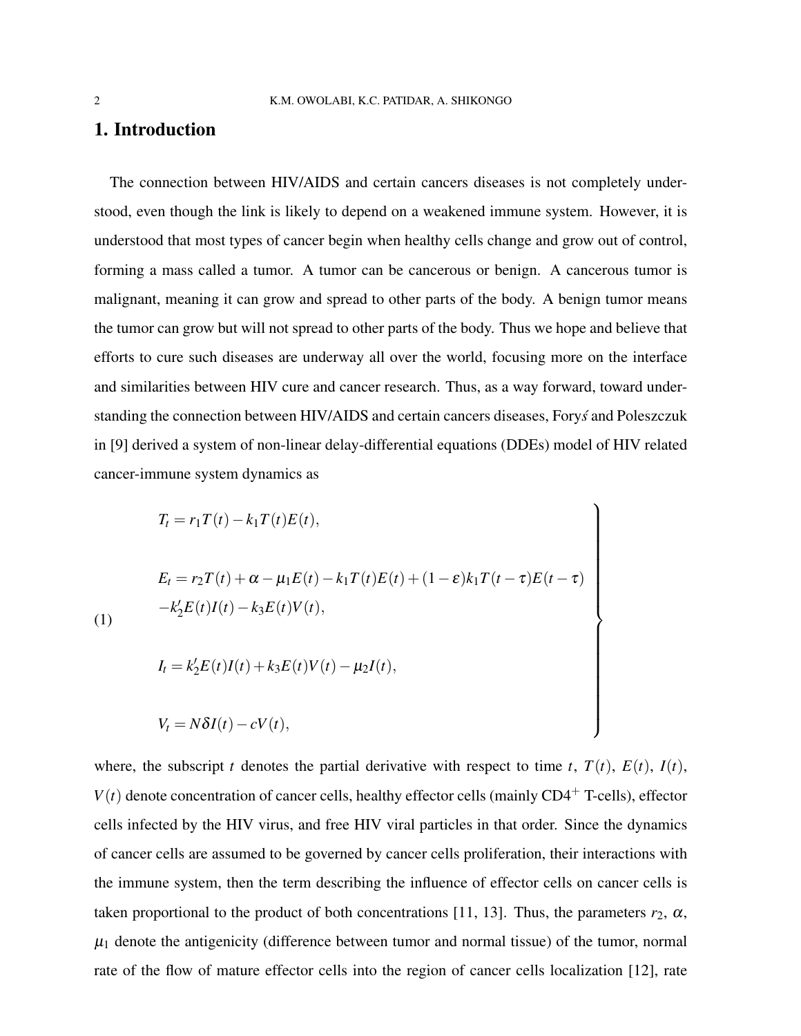## 1. Introduction

The connection between HIV/AIDS and certain cancers diseases is not completely understood, even though the link is likely to depend on a weakened immune system. However, it is understood that most types of cancer begin when healthy cells change and grow out of control, forming a mass called a tumor. A tumor can be cancerous or benign. A cancerous tumor is malignant, meaning it can grow and spread to other parts of the body. A benign tumor means the tumor can grow but will not spread to other parts of the body. Thus we hope and believe that efforts to cure such diseases are underway all over the world, focusing more on the interface and similarities between HIV cure and cancer research. Thus, as a way forward, toward understanding the connection between HIV/AIDS and certain cancers diseases, Foryś and Poleszczuk in [9] derived a system of non-linear delay-differential equations (DDEs) model of HIV related cancer-immune system dynamics as

$$
\left.
\begin{aligned}
&T_t = r_1 T(t) - k_1 T(t)E(t),\\
&E_t = r_2 T(t) + \alpha - \mu_1 E(t) - k_1 T(t)E(t) + (1-\varepsilon)k_1 T(t-\tau)E(t-\tau)\\
&\quad -k_2' E(t)I(t) - k_3 E(t)V(t),\\
&I_t = k_2' E(t)I(t) + k_3 E(t)V(t) - \mu_2 I(t),\\
&V_t = N\delta I(t) - cV(t),
\end{aligned}
\right\}
\tag{1}
$$

where, the subscript $t$ denotes the partial derivative with respect to time $t$, $T(t)$, $E(t)$, $I(t)$, $V(t)$ denote concentration of cancer cells, healthy effector cells (mainly $CD4^+$ T-cells), effector cells infected by the HIV virus, and free HIV viral particles in that order. Since the dynamics of cancer cells are assumed to be governed by cancer cells proliferation, their interactions with the immune system, then the term describing the influence of effector cells on cancer cells is taken proportional to the product of both concentrations [11, 13]. Thus, the parameters $r_2$, $\alpha$, $\mu_1$ denote the antigenicity (difference between tumor and normal tissue) of the tumor, normal rate of the flow of mature effector cells into the region of cancer cells localization [12], rate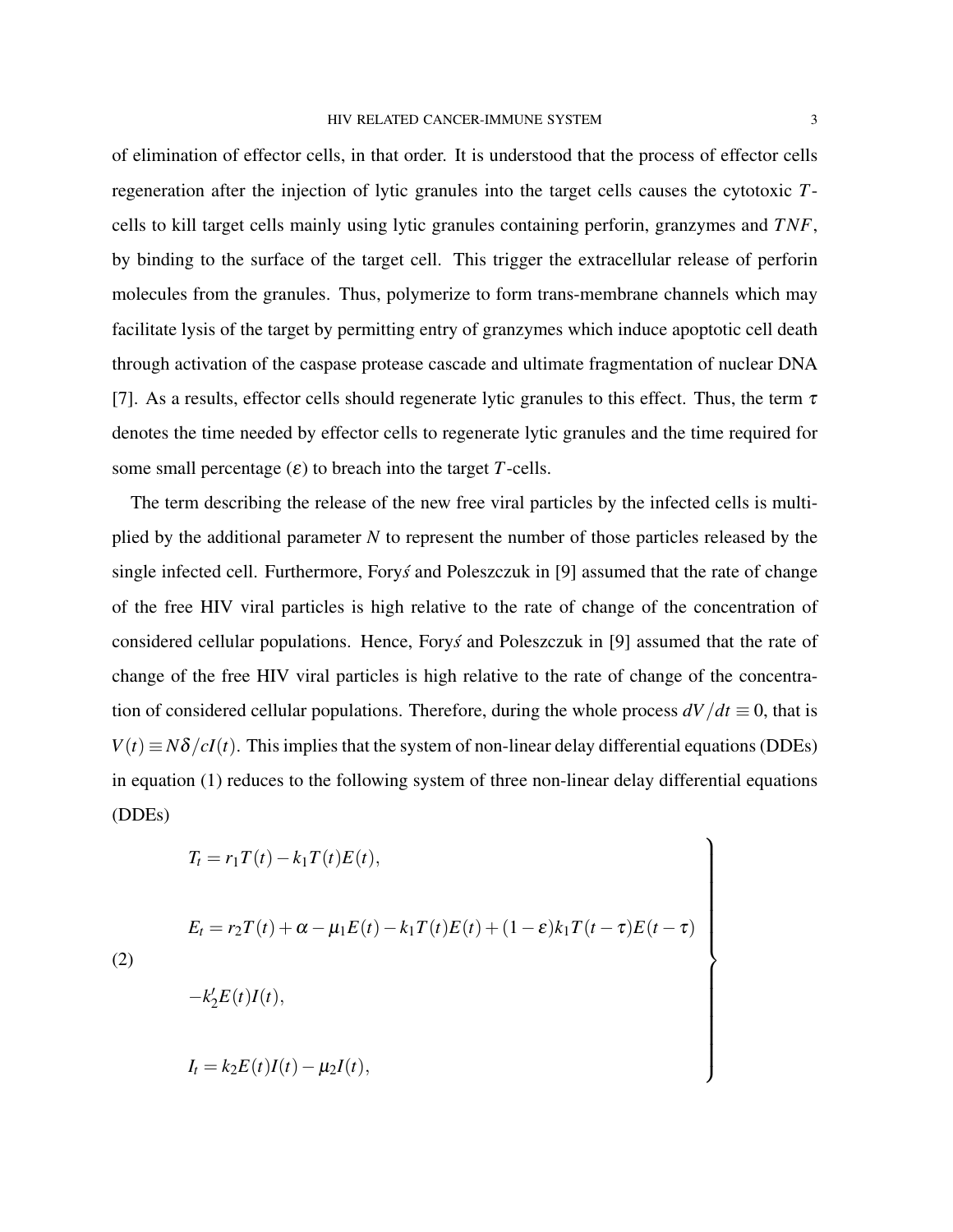of elimination of effector cells, in that order. It is understood that the process of effector cells regeneration after the injection of lytic granules into the target cells causes the cytotoxic $T$-cells to kill target cells mainly using lytic granules containing perforin, granzymes and $TNF$, by binding to the surface of the target cell. This trigger the extracellular release of perforin molecules from the granules. Thus, polymerize to form trans-membrane channels which may facilitate lysis of the target by permitting entry of granzymes which induce apoptotic cell death through activation of the caspase protease cascade and ultimate fragmentation of nuclear DNA [7]. As a results, effector cells should regenerate lytic granules to this effect. Thus, the term $\tau$ denotes the time needed by effector cells to regenerate lytic granules and the time required for some small percentage ($\varepsilon$) to breach into the target $T$-cells.

The term describing the release of the new free viral particles by the infected cells is multiplied by the additional parameter $N$ to represent the number of those particles released by the single infected cell. Furthermore, Foryś and Poleszczuk in [9] assumed that the rate of change of the free HIV viral particles is high relative to the rate of change of the concentration of considered cellular populations. Hence, Foryś and Poleszczuk in [9] assumed that the rate of change of the free HIV viral particles is high relative to the rate of change of the concentration of considered cellular populations. Therefore, during the whole process $dV/dt \equiv 0$, that is $V(t) \equiv N\delta/cI(t)$. This implies that the system of non-linear delay differential equations (DDEs) in equation (1) reduces to the following system of three non-linear delay differential equations (DDEs)

$$
\left.
\begin{aligned}
&T_t = r_1 T(t) - k_1 T(t)E(t), \\
&E_t = r_2 T(t) + \alpha - \mu_1 E(t) - k_1 T(t)E(t) + (1-\varepsilon)k_1 T(t-\tau)E(t-\tau) \\
&-k_2' E(t)I(t), \\
&I_t = k_2 E(t)I(t) - \mu_2 I(t),
\end{aligned}
\right\}
\tag{2}
$$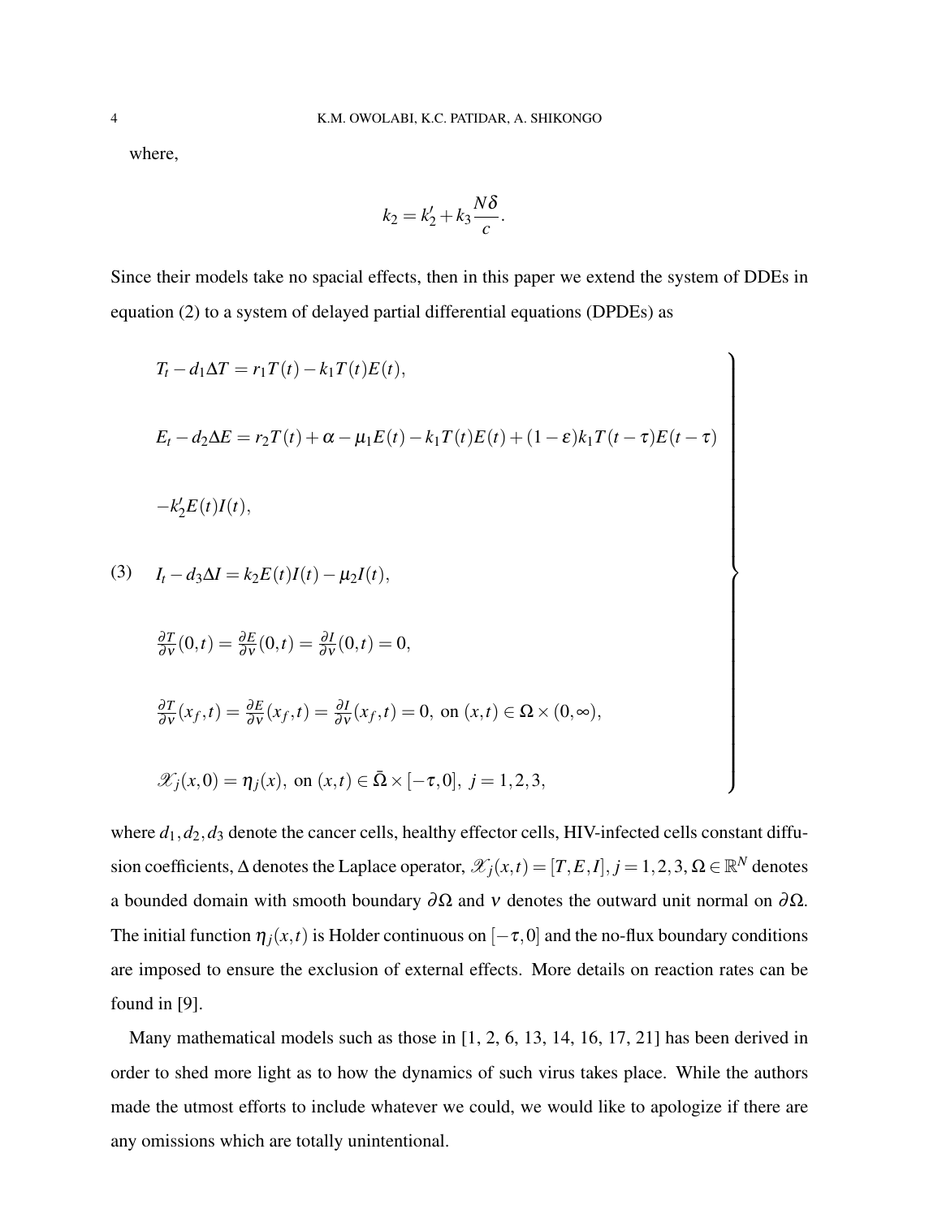where,

$$k_2 = k_2' + k_3 \frac{N\delta}{c}.$$

Since their models take no spacial effects, then in this paper we extend the system of DDEs in equation (2) to a system of delayed partial differential equations (DPDEs) as

$$
\left.
\begin{aligned}
&T_t - d_1 \Delta T = r_1 T(t) - k_1 T(t) E(t),\\
&E_t - d_2 \Delta E = r_2 T(t) + \alpha - \mu_1 E(t) - k_1 T(t) E(t) + (1-\varepsilon) k_1 T(t-\tau) E(t-\tau)\\
&-k_2' E(t) I(t),\\
&I_t - d_3 \Delta I = k_2 E(t) I(t) - \mu_2 I(t),\\
&\tfrac{\partial T}{\partial \nu}(0,t) = \tfrac{\partial E}{\partial \nu}(0,t) = \tfrac{\partial I}{\partial \nu}(0,t) = 0,\\
&\tfrac{\partial T}{\partial \nu}(x_f,t) = \tfrac{\partial E}{\partial \nu}(x_f,t) = \tfrac{\partial I}{\partial \nu}(x_f,t) = 0, \text{ on } (x,t) \in \Omega \times (0,\infty),\\
&\mathscr{X}_j(x,0) = \eta_j(x), \text{ on } (x,t) \in \bar{\Omega} \times [-\tau, 0],\ j = 1,2,3,
\end{aligned}
\right\}
\tag{3}
$$

where $d_1, d_2, d_3$ denote the cancer cells, healthy effector cells, HIV-infected cells constant diffusion coefficients, $\Delta$ denotes the Laplace operator, $\mathscr{X}_j(x,t) = [T, E, I], j = 1,2,3, \Omega \in \mathbb{R}^N$ denotes a bounded domain with smooth boundary $\partial\Omega$ and $\nu$ denotes the outward unit normal on $\partial\Omega$. The initial function $\eta_j(x,t)$ is Holder continuous on $[-\tau, 0]$ and the no-flux boundary conditions are imposed to ensure the exclusion of external effects. More details on reaction rates can be found in [9].

Many mathematical models such as those in [1, 2, 6, 13, 14, 16, 17, 21] has been derived in order to shed more light as to how the dynamics of such virus takes place. While the authors made the utmost efforts to include whatever we could, we would like to apologize if there are any omissions which are totally unintentional.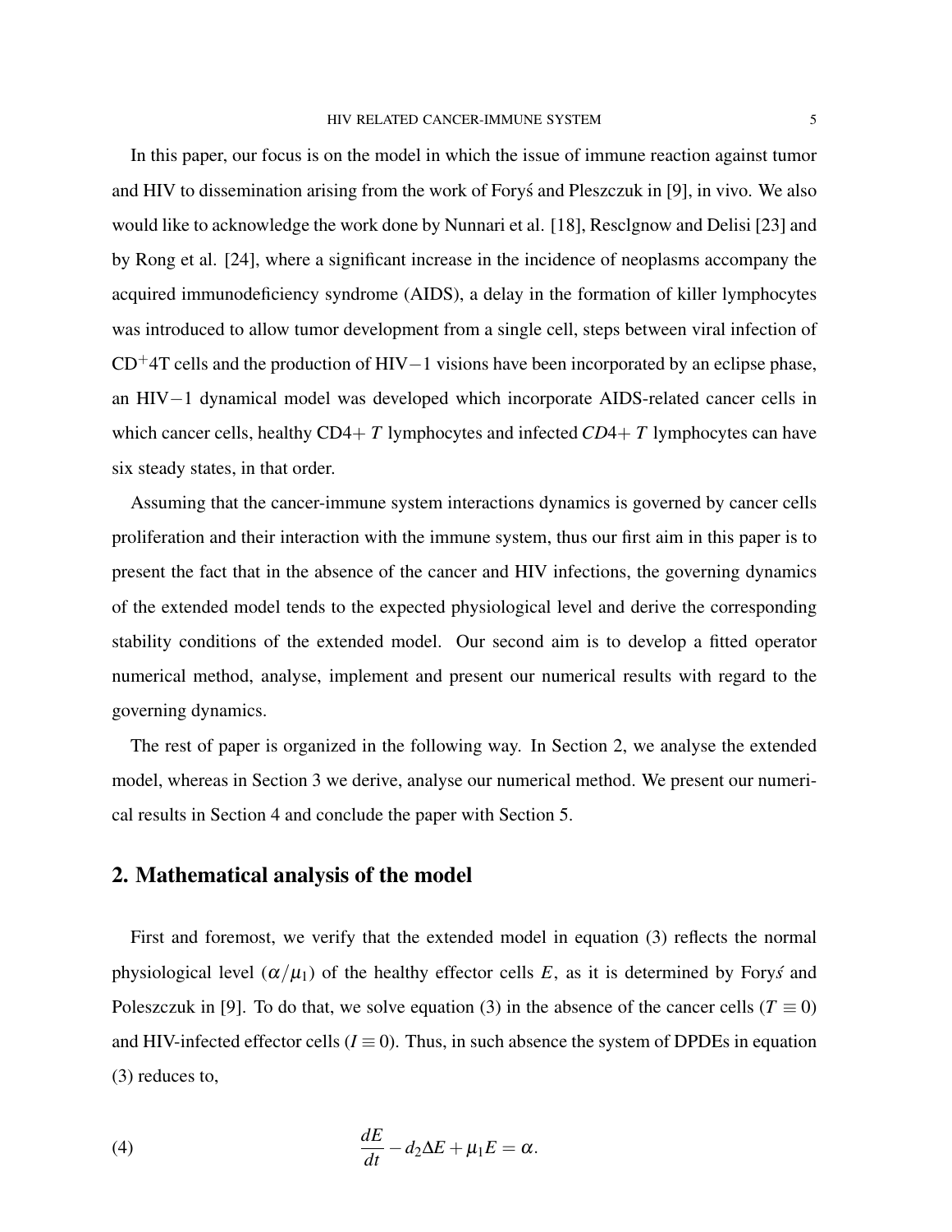In this paper, our focus is on the model in which the issue of immune reaction against tumor and HIV to dissemination arising from the work of Foryś and Pleszczuk in [9], in vivo. We also would like to acknowledge the work done by Nunnari et al. [18], Resclgnow and Delisi [23] and by Rong et al. [24], where a significant increase in the incidence of neoplasms accompany the acquired immunodeficiency syndrome (AIDS), a delay in the formation of killer lymphocytes was introduced to allow tumor development from a single cell, steps between viral infection of $\mathrm{CD}^{+}4\mathrm{T}$ cells and the production of HIV$-1$ visions have been incorporated by an eclipse phase, an HIV$-1$ dynamical model was developed which incorporate AIDS-related cancer cells in which cancer cells, healthy CD4$+$ $T$ lymphocytes and infected $CD4+$ $T$ lymphocytes can have six steady states, in that order.

Assuming that the cancer-immune system interactions dynamics is governed by cancer cells proliferation and their interaction with the immune system, thus our first aim in this paper is to present the fact that in the absence of the cancer and HIV infections, the governing dynamics of the extended model tends to the expected physiological level and derive the corresponding stability conditions of the extended model. Our second aim is to develop a fitted operator numerical method, analyse, implement and present our numerical results with regard to the governing dynamics.

The rest of paper is organized in the following way. In Section 2, we analyse the extended model, whereas in Section 3 we derive, analyse our numerical method. We present our numerical results in Section 4 and conclude the paper with Section 5.

## 2. Mathematical analysis of the model

First and foremost, we verify that the extended model in equation (3) reflects the normal physiological level ($\alpha/\mu_1$) of the healthy effector cells $E$, as it is determined by Foryś and Poleszczuk in [9]. To do that, we solve equation (3) in the absence of the cancer cells ($T \equiv 0$) and HIV-infected effector cells ($I \equiv 0$). Thus, in such absence the system of DPDEs in equation (3) reduces to,

$$\frac{dE}{dt} - d_2\Delta E + \mu_1 E = \alpha. \tag{4}$$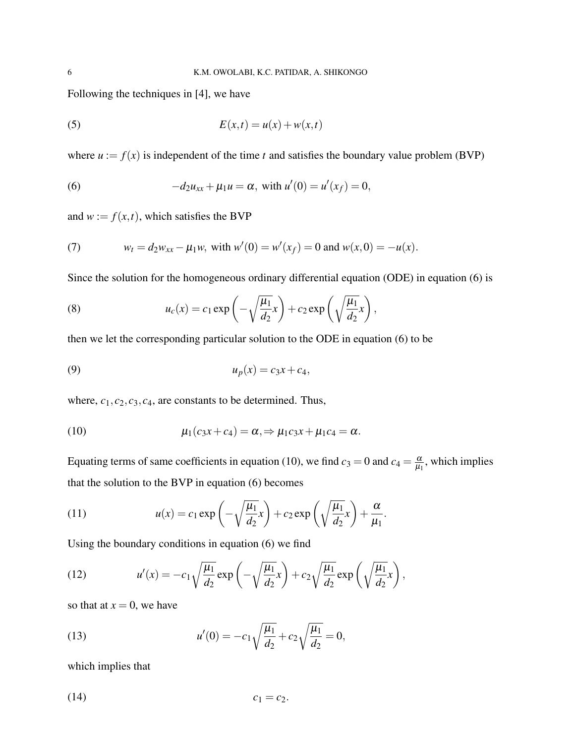Following the techniques in [4], we have

$$E(x,t) = u(x) + w(x,t) \tag{5}$$

where $u := f(x)$ is independent of the time $t$ and satisfies the boundary value problem (BVP)

$$-d_2 u_{xx} + \mu_1 u = \alpha, \text{ with } u'(0) = u'(x_f) = 0, \tag{6}$$

and $w := f(x,t)$, which satisfies the BVP

$$w_t = d_2 w_{xx} - \mu_1 w, \text{ with } w'(0) = w'(x_f) = 0 \text{ and } w(x,0) = -u(x). \tag{7}$$

Since the solution for the homogeneous ordinary differential equation (ODE) in equation (6) is

$$u_c(x) = c_1 \exp\left(-\sqrt{\frac{\mu_1}{d_2}} x\right) + c_2 \exp\left(\sqrt{\frac{\mu_1}{d_2}} x\right), \tag{8}$$

then we let the corresponding particular solution to the ODE in equation (6) to be

$$u_p(x) = c_3 x + c_4, \tag{9}$$

where, $c_1, c_2, c_3, c_4$, are constants to be determined. Thus,

$$\mu_1(c_3 x + c_4) = \alpha, \Rightarrow \mu_1 c_3 x + \mu_1 c_4 = \alpha. \tag{10}$$

Equating terms of same coefficients in equation (10), we find $c_3 = 0$ and $c_4 = \frac{\alpha}{\mu_1}$, which implies that the solution to the BVP in equation (6) becomes

$$u(x) = c_1 \exp\left(-\sqrt{\frac{\mu_1}{d_2}} x\right) + c_2 \exp\left(\sqrt{\frac{\mu_1}{d_2}} x\right) + \frac{\alpha}{\mu_1}. \tag{11}$$

Using the boundary conditions in equation (6) we find

$$u'(x) = -c_1 \sqrt{\frac{\mu_1}{d_2}} \exp\left(-\sqrt{\frac{\mu_1}{d_2}} x\right) + c_2 \sqrt{\frac{\mu_1}{d_2}} \exp\left(\sqrt{\frac{\mu_1}{d_2}} x\right), \tag{12}$$

so that at $x = 0$, we have

$$u'(0) = -c_1 \sqrt{\frac{\mu_1}{d_2}} + c_2 \sqrt{\frac{\mu_1}{d_2}} = 0, \tag{13}$$

which implies that

$$c_1 = c_2. \tag{14}$$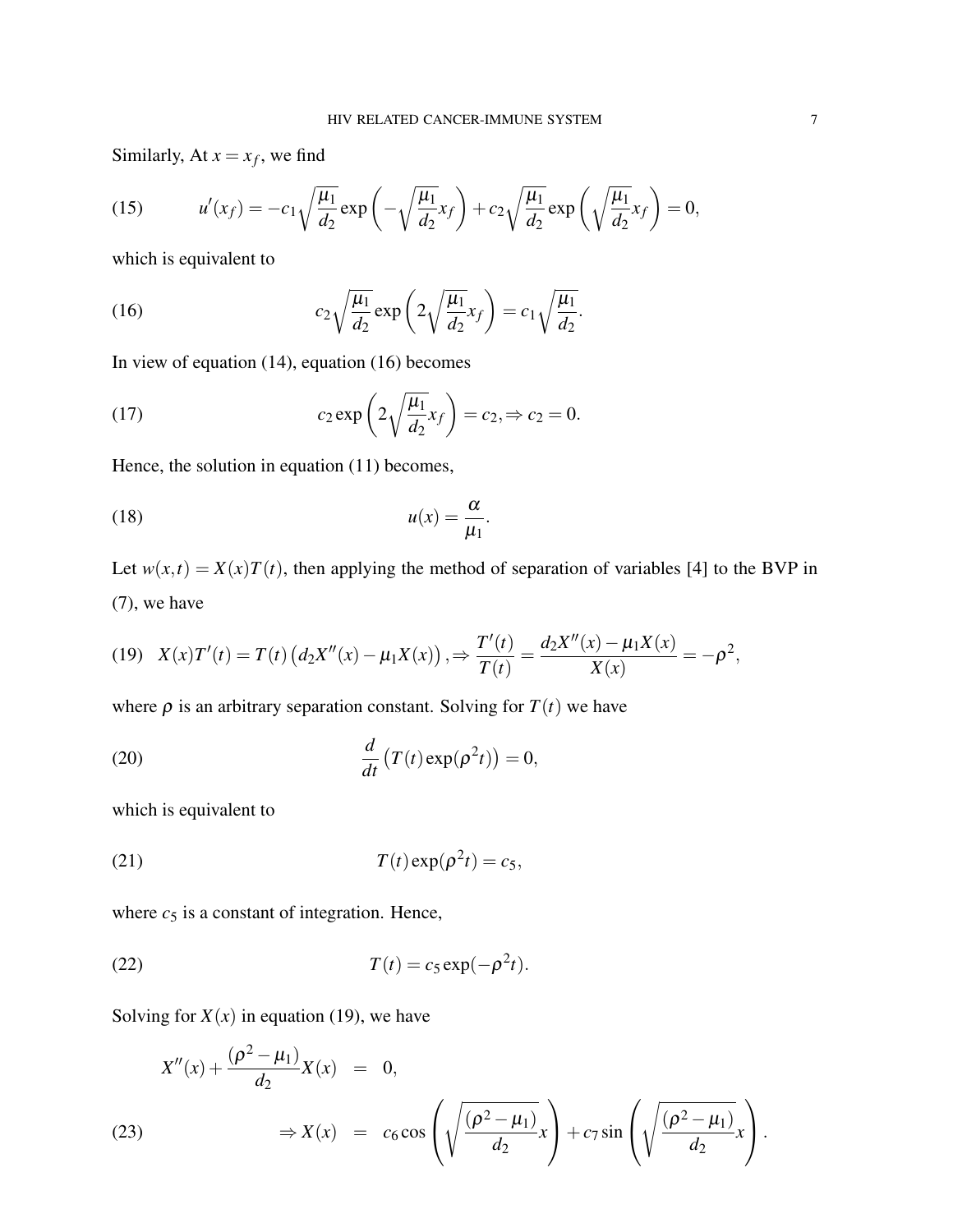Similarly, At $x = x_f$, we find

$$u'(x_f) = -c_1\sqrt{\frac{\mu_1}{d_2}}\exp\left(-\sqrt{\frac{\mu_1}{d_2}}x_f\right) + c_2\sqrt{\frac{\mu_1}{d_2}}\exp\left(\sqrt{\frac{\mu_1}{d_2}}x_f\right) = 0, \tag{15}$$

which is equivalent to

$$c_2\sqrt{\frac{\mu_1}{d_2}}\exp\left(2\sqrt{\frac{\mu_1}{d_2}}x_f\right) = c_1\sqrt{\frac{\mu_1}{d_2}}. \tag{16}$$

In view of equation (14), equation (16) becomes

$$c_2\exp\left(2\sqrt{\frac{\mu_1}{d_2}}x_f\right) = c_2, \Rightarrow c_2 = 0. \tag{17}$$

Hence, the solution in equation (11) becomes,

$$u(x) = \frac{\alpha}{\mu_1}. \tag{18}$$

Let $w(x,t) = X(x)T(t)$, then applying the method of separation of variables [4] to the BVP in (7), we have

$$X(x)T'(t) = T(t)\left(d_2X''(x) - \mu_1X(x)\right), \Rightarrow \frac{T'(t)}{T(t)} = \frac{d_2X''(x) - \mu_1X(x)}{X(x)} = -\rho^2, \tag{19}$$

where $\rho$ is an arbitrary separation constant. Solving for $T(t)$ we have

$$\frac{d}{dt}\left(T(t)\exp(\rho^2 t)\right) = 0, \tag{20}$$

which is equivalent to

$$T(t)\exp(\rho^2 t) = c_5, \tag{21}$$

where $c_5$ is a constant of integration. Hence,

$$T(t) = c_5\exp(-\rho^2 t). \tag{22}$$

Solving for $X(x)$ in equation (19), we have

$$\begin{aligned} X''(x) + \frac{(\rho^2 - \mu_1)}{d_2}X(x) &= 0, \\ \Rightarrow X(x) &= c_6\cos\left(\sqrt{\frac{(\rho^2 - \mu_1)}{d_2}}x\right) + c_7\sin\left(\sqrt{\frac{(\rho^2 - \mu_1)}{d_2}}x\right). \end{aligned} \tag{23}$$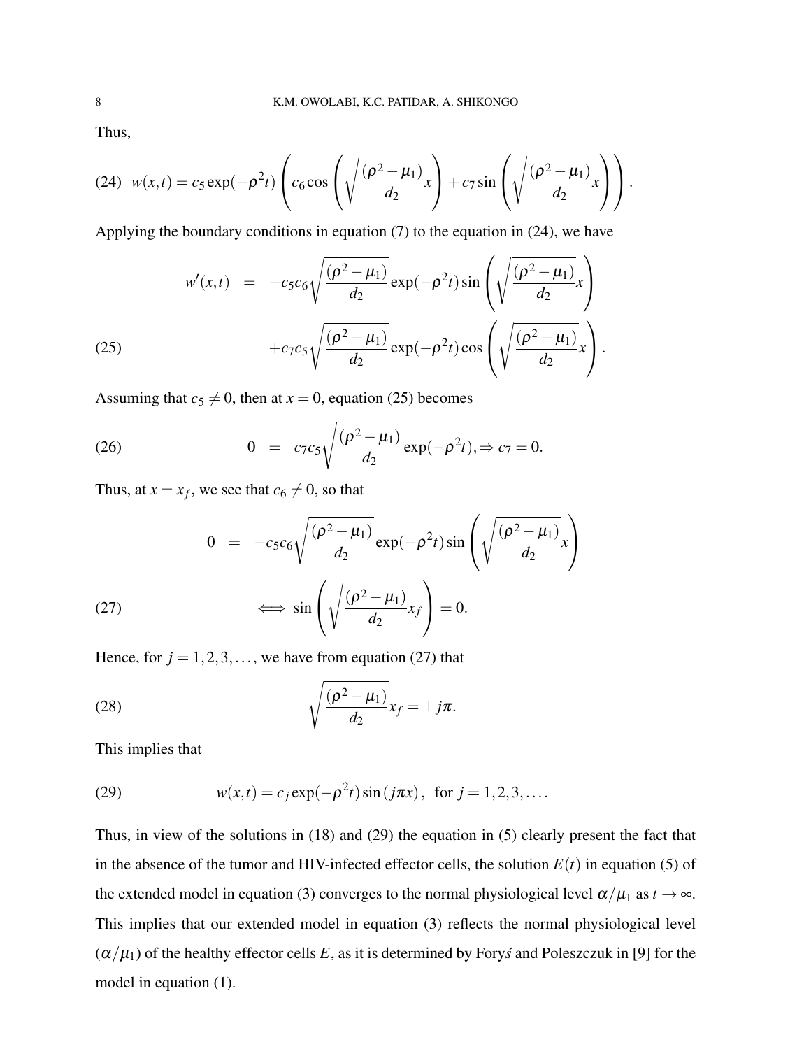Thus,

$$w(x,t) = c_5 \exp(-\rho^2 t)\left(c_6 \cos\left(\sqrt{\frac{(\rho^2-\mu_1)}{d_2}}x\right) + c_7 \sin\left(\sqrt{\frac{(\rho^2-\mu_1)}{d_2}}x\right)\right). \tag{24}$$

Applying the boundary conditions in equation (7) to the equation in (24), we have

$$\begin{aligned} w'(x,t) &= -c_5 c_6 \sqrt{\frac{(\rho^2-\mu_1)}{d_2}} \exp(-\rho^2 t) \sin\left(\sqrt{\frac{(\rho^2-\mu_1)}{d_2}}x\right) \\ &\quad + c_7 c_5 \sqrt{\frac{(\rho^2-\mu_1)}{d_2}} \exp(-\rho^2 t) \cos\left(\sqrt{\frac{(\rho^2-\mu_1)}{d_2}}x\right). \end{aligned} \tag{25}$$

Assuming that $c_5 \neq 0$, then at $x = 0$, equation (25) becomes

$$0 = c_7 c_5 \sqrt{\frac{(\rho^2-\mu_1)}{d_2}} \exp(-\rho^2 t), \Rightarrow c_7 = 0. \tag{26}$$

Thus, at $x = x_f$, we see that $c_6 \neq 0$, so that

$$\begin{aligned} 0 &= -c_5 c_6 \sqrt{\frac{(\rho^2-\mu_1)}{d_2}} \exp(-\rho^2 t) \sin\left(\sqrt{\frac{(\rho^2-\mu_1)}{d_2}}x\right) \\ &\iff \sin\left(\sqrt{\frac{(\rho^2-\mu_1)}{d_2}}x_f\right) = 0. \end{aligned} \tag{27}$$

Hence, for $j = 1, 2, 3, \ldots$, we have from equation (27) that

$$\sqrt{\frac{(\rho^2-\mu_1)}{d_2}}x_f = \pm j\pi. \tag{28}$$

This implies that

$$w(x,t) = c_j \exp(-\rho^2 t) \sin(j\pi x), \ \text{ for } j = 1, 2, 3, \ldots. \tag{29}$$

Thus, in view of the solutions in (18) and (29) the equation in (5) clearly present the fact that in the absence of the tumor and HIV-infected effector cells, the solution $E(t)$ in equation (5) of the extended model in equation (3) converges to the normal physiological level $\alpha/\mu_1$ as $t \to \infty$. This implies that our extended model in equation (3) reflects the normal physiological level $(\alpha/\mu_1)$ of the healthy effector cells $E$, as it is determined by Foryś and Poleszczuk in [9] for the model in equation (1).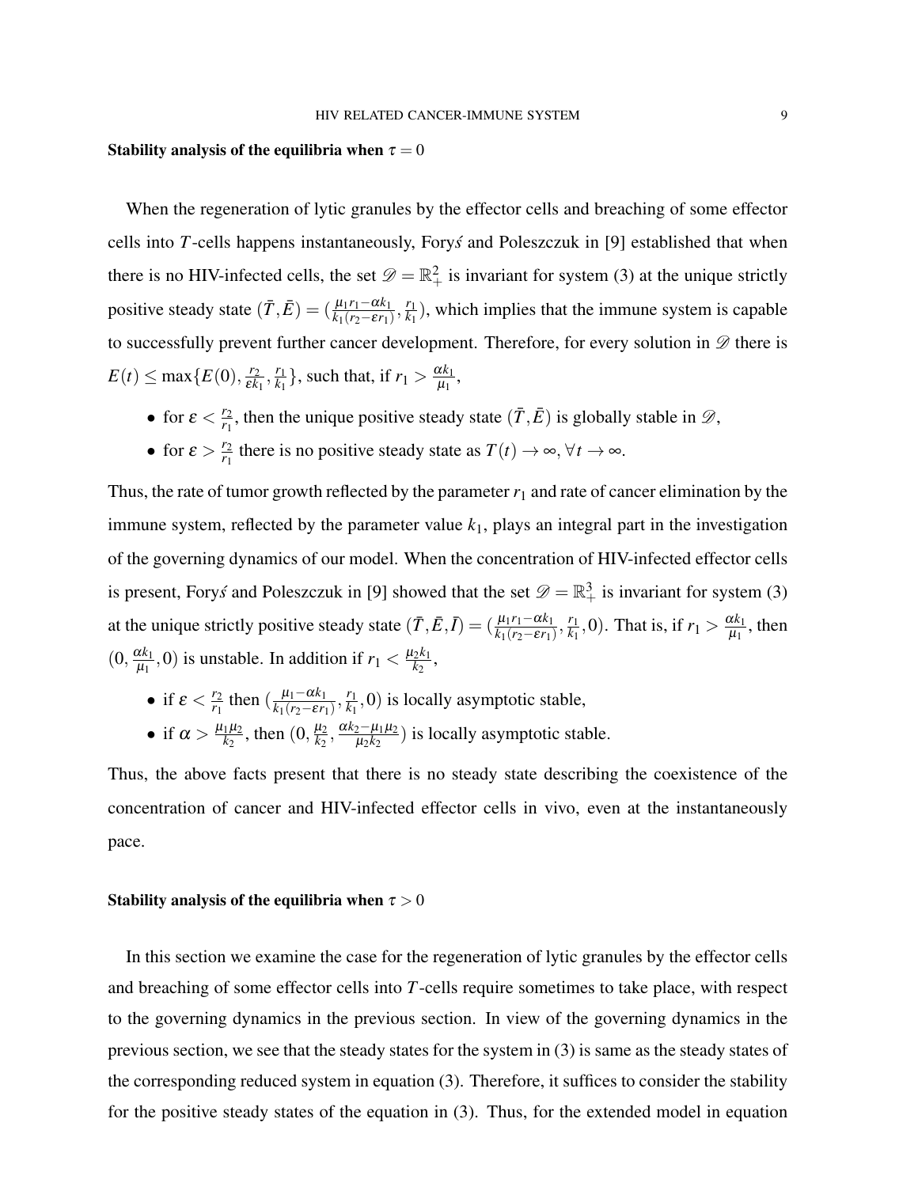**Stability analysis of the equilibria when $\tau = 0$**

When the regeneration of lytic granules by the effector cells and breaching of some effector cells into $T$-cells happens instantaneously, Foryś and Poleszczuk in [9] established that when there is no HIV-infected cells, the set $\mathscr{D} = \mathbb{R}^2_+$ is invariant for system (3) at the unique strictly positive steady state $(\bar{T}, \bar{E}) = (\frac{\mu_1 r_1 - \alpha k_1}{k_1(r_2 - \varepsilon r_1)}, \frac{r_1}{k_1})$, which implies that the immune system is capable to successfully prevent further cancer development. Therefore, for every solution in $\mathscr{D}$ there is $E(t) \leq \max\{E(0), \frac{r_2}{\varepsilon k_1}, \frac{r_1}{k_1}\}$, such that, if $r_1 > \frac{\alpha k_1}{\mu_1}$,

- for $\varepsilon < \frac{r_2}{r_1}$, then the unique positive steady state $(\bar{T}, \bar{E})$ is globally stable in $\mathscr{D}$,
- for $\varepsilon > \frac{r_2}{r_1}$ there is no positive steady state as $T(t) \to \infty, \forall t \to \infty$.

Thus, the rate of tumor growth reflected by the parameter $r_1$ and rate of cancer elimination by the immune system, reflected by the parameter value $k_1$, plays an integral part in the investigation of the governing dynamics of our model. When the concentration of HIV-infected effector cells is present, Foryś and Poleszczuk in [9] showed that the set $\mathscr{D} = \mathbb{R}^3_+$ is invariant for system (3) at the unique strictly positive steady state $(\bar{T}, \bar{E}, \bar{I}) = (\frac{\mu_1 r_1 - \alpha k_1}{k_1(r_2 - \varepsilon r_1)}, \frac{r_1}{k_1}, 0)$. That is, if $r_1 > \frac{\alpha k_1}{\mu_1}$, then $(0, \frac{\alpha k_1}{\mu_1}, 0)$ is unstable. In addition if $r_1 < \frac{\mu_2 k_1}{k_2}$,

- if $\varepsilon < \frac{r_2}{r_1}$ then $(\frac{\mu_1 - \alpha k_1}{k_1(r_2 - \varepsilon r_1)}, \frac{r_1}{k_1}, 0)$ is locally asymptotic stable,
- if $\alpha > \frac{\mu_1 \mu_2}{k_2}$, then $(0, \frac{\mu_2}{k_2}, \frac{\alpha k_2 - \mu_1 \mu_2}{\mu_2 k_2})$ is locally asymptotic stable.

Thus, the above facts present that there is no steady state describing the coexistence of the concentration of cancer and HIV-infected effector cells in vivo, even at the instantaneously pace.

**Stability analysis of the equilibria when $\tau > 0$**

In this section we examine the case for the regeneration of lytic granules by the effector cells and breaching of some effector cells into $T$-cells require sometimes to take place, with respect to the governing dynamics in the previous section. In view of the governing dynamics in the previous section, we see that the steady states for the system in (3) is same as the steady states of the corresponding reduced system in equation (3). Therefore, it suffices to consider the stability for the positive steady states of the equation in (3). Thus, for the extended model in equation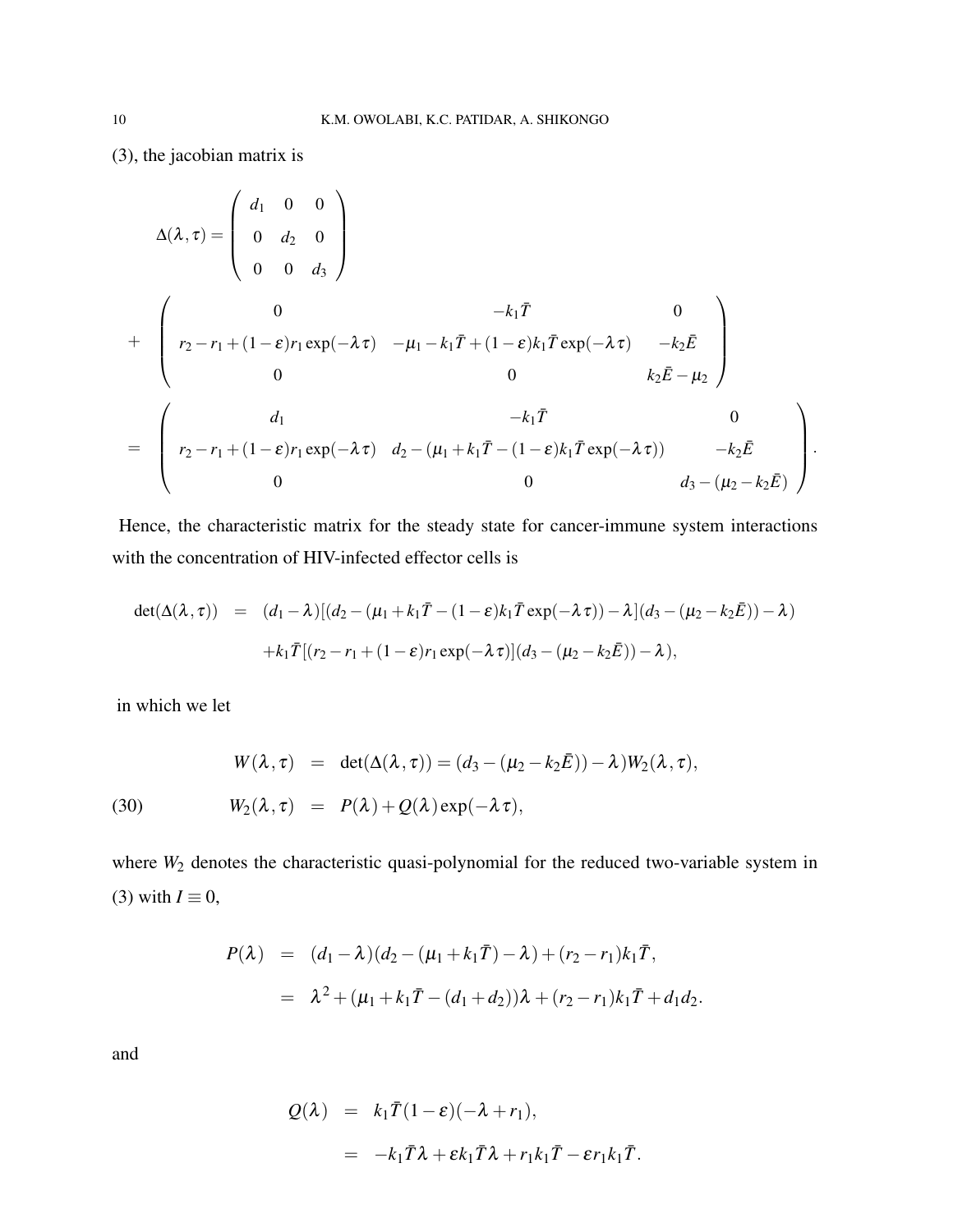(3), the jacobian matrix is

$$
\begin{aligned}
\Delta(\lambda,\tau) &= \begin{pmatrix} d_1 & 0 & 0 \\ 0 & d_2 & 0 \\ 0 & 0 & d_3 \end{pmatrix} \\
&+ \begin{pmatrix} 0 & -k_1\bar{T} & 0 \\ r_2 - r_1 + (1-\varepsilon)r_1\exp(-\lambda\tau) & -\mu_1 - k_1\bar{T} + (1-\varepsilon)k_1\bar{T}\exp(-\lambda\tau) & -k_2\bar{E} \\ 0 & 0 & k_2\bar{E} - \mu_2 \end{pmatrix} \\
&= \begin{pmatrix} d_1 & -k_1\bar{T} & 0 \\ r_2 - r_1 + (1-\varepsilon)r_1\exp(-\lambda\tau) & d_2 - (\mu_1 + k_1\bar{T} - (1-\varepsilon)k_1\bar{T}\exp(-\lambda\tau)) & -k_2\bar{E} \\ 0 & 0 & d_3 - (\mu_2 - k_2\bar{E}) \end{pmatrix}.
\end{aligned}
$$

Hence, the characteristic matrix for the steady state for cancer-immune system interactions with the concentration of HIV-infected effector cells is

$$
\begin{aligned}
\det(\Delta(\lambda,\tau)) &= (d_1 - \lambda)[(d_2 - (\mu_1 + k_1\bar{T} - (1-\varepsilon)k_1\bar{T}\exp(-\lambda\tau)) - \lambda](d_3 - (\mu_2 - k_2\bar{E})) - \lambda) \\
&\quad + k_1\bar{T}[(r_2 - r_1 + (1-\varepsilon)r_1\exp(-\lambda\tau)](d_3 - (\mu_2 - k_2\bar{E})) - \lambda),
\end{aligned}
$$

in which we let

$$
\begin{aligned}
W(\lambda,\tau) &= \det(\Delta(\lambda,\tau)) = (d_3 - (\mu_2 - k_2\bar{E})) - \lambda)W_2(\lambda,\tau), \\
W_2(\lambda,\tau) &= P(\lambda) + Q(\lambda)\exp(-\lambda\tau), \qquad (30)
\end{aligned}
$$

where $W_2$ denotes the characteristic quasi-polynomial for the reduced two-variable system in (3) with $I \equiv 0$,

$$
\begin{aligned}
P(\lambda) &= (d_1 - \lambda)(d_2 - (\mu_1 + k_1\bar{T}) - \lambda) + (r_2 - r_1)k_1\bar{T}, \\
&= \lambda^2 + (\mu_1 + k_1\bar{T} - (d_1 + d_2))\lambda + (r_2 - r_1)k_1\bar{T} + d_1 d_2.
\end{aligned}
$$

and

$$
\begin{aligned}
Q(\lambda) &= k_1\bar{T}(1-\varepsilon)(-\lambda + r_1), \\
&= -k_1\bar{T}\lambda + \varepsilon k_1\bar{T}\lambda + r_1 k_1\bar{T} - \varepsilon r_1 k_1\bar{T}.
\end{aligned}
$$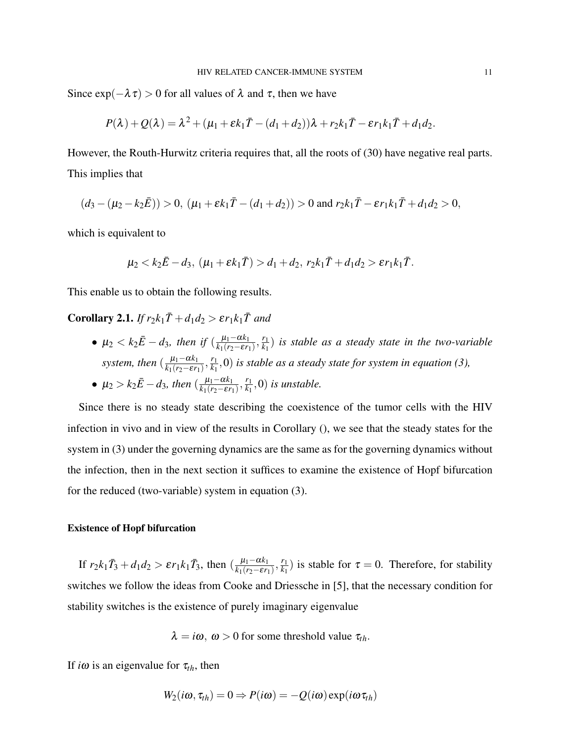Since $\exp(-\lambda\tau) > 0$ for all values of $\lambda$ and $\tau$, then we have

$$P(\lambda) + Q(\lambda) = \lambda^2 + (\mu_1 + \varepsilon k_1 \bar{T} - (d_1 + d_2))\lambda + r_2 k_1 \bar{T} - \varepsilon r_1 k_1 \bar{T} + d_1 d_2.$$

However, the Routh-Hurwitz criteria requires that, all the roots of (30) have negative real parts. This implies that

$$(d_3 - (\mu_2 - k_2\bar{E})) > 0,\ (\mu_1 + \varepsilon k_1 \bar{T} - (d_1 + d_2)) > 0 \text{ and } r_2 k_1 \bar{T} - \varepsilon r_1 k_1 \bar{T} + d_1 d_2 > 0,$$

which is equivalent to

$$\mu_2 < k_2\bar{E} - d_3,\ (\mu_1 + \varepsilon k_1 \bar{T}) > d_1 + d_2,\ r_2 k_1 \bar{T} + d_1 d_2 > \varepsilon r_1 k_1 \bar{T}.$$

This enable us to obtain the following results.

**Corollary 2.1.** *If $r_2 k_1 \bar{T} + d_1 d_2 > \varepsilon r_1 k_1 \bar{T}$ and*

- *$\mu_2 < k_2\bar{E} - d_3$, then if $(\frac{\mu_1 - \alpha k_1}{k_1(r_2 - \varepsilon r_1)}, \frac{r_1}{k_1})$ is stable as a steady state in the two-variable system, then $(\frac{\mu_1 - \alpha k_1}{k_1(r_2 - \varepsilon r_1)}, \frac{r_1}{k_1}, 0)$ is stable as a steady state for system in equation (3),*
- *$\mu_2 > k_2\bar{E} - d_3$, then $(\frac{\mu_1 - \alpha k_1}{k_1(r_2 - \varepsilon r_1)}, \frac{r_1}{k_1}, 0)$ is unstable.*

Since there is no steady state describing the coexistence of the tumor cells with the HIV infection in vivo and in view of the results in Corollary (), we see that the steady states for the system in (3) under the governing dynamics are the same as for the governing dynamics without the infection, then in the next section it suffices to examine the existence of Hopf bifurcation for the reduced (two-variable) system in equation (3).

#### Existence of Hopf bifurcation

If $r_2 k_1 \bar{T}_3 + d_1 d_2 > \varepsilon r_1 k_1 \bar{T}_3$, then $(\frac{\mu_1 - \alpha k_1}{k_1(r_2 - \varepsilon r_1)}, \frac{r_1}{k_1})$ is stable for $\tau = 0$. Therefore, for stability switches we follow the ideas from Cooke and Driessche in [5], that the necessary condition for stability switches is the existence of purely imaginary eigenvalue

$$\lambda = i\omega,\ \omega > 0 \text{ for some threshold value } \tau_{th}.$$

If $i\omega$ is an eigenvalue for $\tau_{th}$, then

$$W_2(i\omega, \tau_{th}) = 0 \Rightarrow P(i\omega) = -Q(i\omega)\exp(i\omega\tau_{th})$$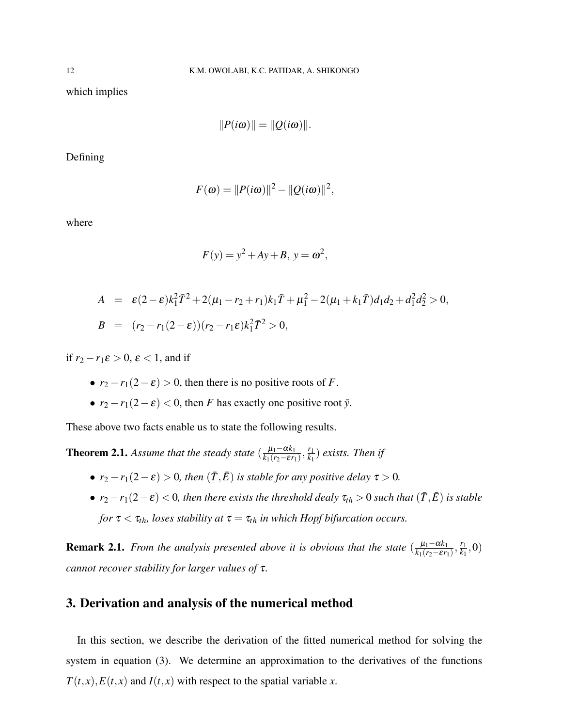which implies

$$\|P(i\omega)\| = \|Q(i\omega)\|.$$

Defining

$$F(\omega) = \|P(i\omega)\|^2 - \|Q(i\omega)\|^2,$$

where

$$F(y) = y^2 + Ay + B,\ y = \omega^2,$$

$$\begin{aligned}
A &= \varepsilon(2-\varepsilon)k_1^2\bar{T}^2 + 2(\mu_1 - r_2 + r_1)k_1\bar{T} + \mu_1^2 - 2(\mu_1 + k_1\bar{T})d_1d_2 + d_1^2d_2^2 > 0, \\
B &= (r_2 - r_1(2-\varepsilon))(r_2 - r_1\varepsilon)k_1^2\bar{T}^2 > 0,
\end{aligned}$$

if $r_2 - r_1\varepsilon > 0$, $\varepsilon < 1$, and if

- $r_2 - r_1(2-\varepsilon) > 0$, then there is no positive roots of $F$.
- $r_2 - r_1(2-\varepsilon) < 0$, then $F$ has exactly one positive root $\bar{y}$.

These above two facts enable us to state the following results.

**Theorem 2.1.** *Assume that the steady state* $(\frac{\mu_1 - \alpha k_1}{k_1(r_2 - \varepsilon r_1)}, \frac{r_1}{k_1})$ *exists. Then if*

- $r_2 - r_1(2-\varepsilon) > 0$*, then* $(\bar{T}, \bar{E})$ *is stable for any positive delay* $\tau > 0$*.*
- $r_2 - r_1(2-\varepsilon) < 0$*, then there exists the threshold dealy* $\tau_{th} > 0$ *such that* $(\bar{T}, \bar{E})$ *is stable for* $\tau < \tau_{th}$*, loses stability at* $\tau = \tau_{th}$ *in which Hopf bifurcation occurs.*

**Remark 2.1.** *From the analysis presented above it is obvious that the state* $(\frac{\mu_1 - \alpha k_1}{k_1(r_2 - \varepsilon r_1)}, \frac{r_1}{k_1}, 0)$ *cannot recover stability for larger values of* $\tau$*.*

## 3. Derivation and analysis of the numerical method

In this section, we describe the derivation of the fitted numerical method for solving the system in equation (3). We determine an approximation to the derivatives of the functions $T(t,x), E(t,x)$ and $I(t,x)$ with respect to the spatial variable $x$.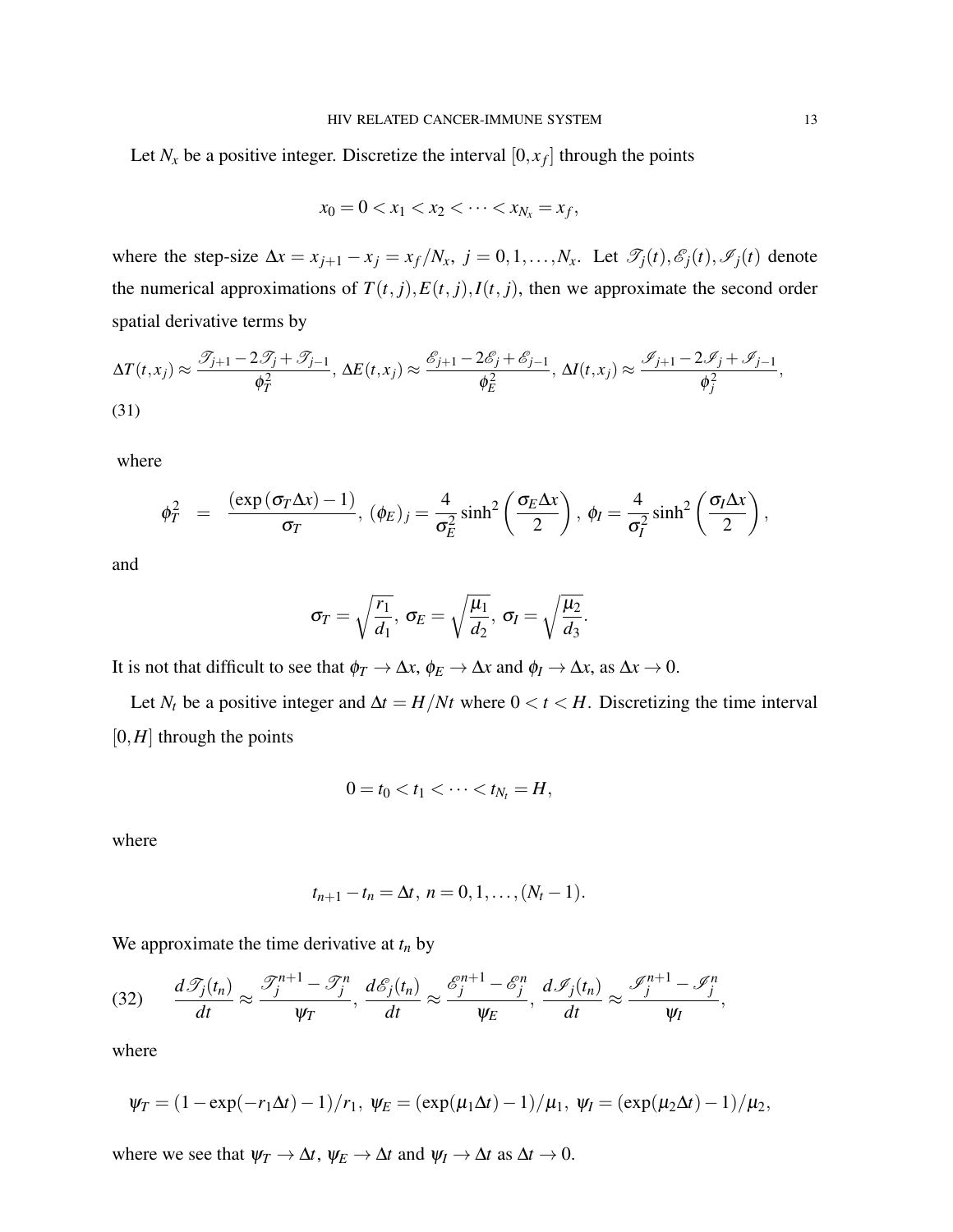Let $N_x$ be a positive integer. Discretize the interval $[0, x_f]$ through the points

$$x_0 = 0 < x_1 < x_2 < \cdots < x_{N_x} = x_f,$$

where the step-size $\Delta x = x_{j+1} - x_j = x_f / N_x,\ j = 0, 1, \ldots, N_x$. Let $\mathscr{T}_j(t), \mathscr{E}_j(t), \mathscr{I}_j(t)$ denote the numerical approximations of $T(t, j), E(t, j), I(t, j)$, then we approximate the second order spatial derivative terms by

$$\Delta T(t, x_j) \approx \frac{\mathscr{T}_{j+1} - 2\mathscr{T}_j + \mathscr{T}_{j-1}}{\phi_T^2},\ \Delta E(t, x_j) \approx \frac{\mathscr{E}_{j+1} - 2\mathscr{E}_j + \mathscr{E}_{j-1}}{\phi_E^2},\ \Delta I(t, x_j) \approx \frac{\mathscr{I}_{j+1} - 2\mathscr{I}_j + \mathscr{I}_{j-1}}{\phi_j^2}, \tag{31}$$

where

$$\phi_T^2 = \frac{(\exp(\sigma_T \Delta x) - 1)}{\sigma_T},\ (\phi_E)_j = \frac{4}{\sigma_E^2} \sinh^2\left(\frac{\sigma_E \Delta x}{2}\right),\ \phi_I = \frac{4}{\sigma_I^2} \sinh^2\left(\frac{\sigma_I \Delta x}{2}\right),$$

and

$$\sigma_T = \sqrt{\frac{r_1}{d_1}},\ \sigma_E = \sqrt{\frac{\mu_1}{d_2}},\ \sigma_I = \sqrt{\frac{\mu_2}{d_3}}.$$

It is not that difficult to see that $\phi_T \to \Delta x$, $\phi_E \to \Delta x$ and $\phi_I \to \Delta x$, as $\Delta x \to 0$.

Let $N_t$ be a positive integer and $\Delta t = H/Nt$ where $0 < t < H$. Discretizing the time interval $[0, H]$ through the points

$$0 = t_0 < t_1 < \cdots < t_{N_t} = H,$$

where

$$t_{n+1} - t_n = \Delta t,\ n = 0, 1, \ldots, (N_t - 1).$$

We approximate the time derivative at $t_n$ by

$$\frac{d\mathscr{T}_j(t_n)}{dt} \approx \frac{\mathscr{T}_j^{n+1} - \mathscr{T}_j^n}{\psi_T},\ \frac{d\mathscr{E}_j(t_n)}{dt} \approx \frac{\mathscr{E}_j^{n+1} - \mathscr{E}_j^n}{\psi_E},\ \frac{d\mathscr{I}_j(t_n)}{dt} \approx \frac{\mathscr{I}_j^{n+1} - \mathscr{I}_j^n}{\psi_I}, \tag{32}$$

where

$$\psi_T = (1 - \exp(-r_1 \Delta t) - 1)/r_1,\ \psi_E = (\exp(\mu_1 \Delta t) - 1)/\mu_1,\ \psi_I = (\exp(\mu_2 \Delta t) - 1)/\mu_2,$$

where we see that $\psi_T \to \Delta t$, $\psi_E \to \Delta t$ and $\psi_I \to \Delta t$ as $\Delta t \to 0$.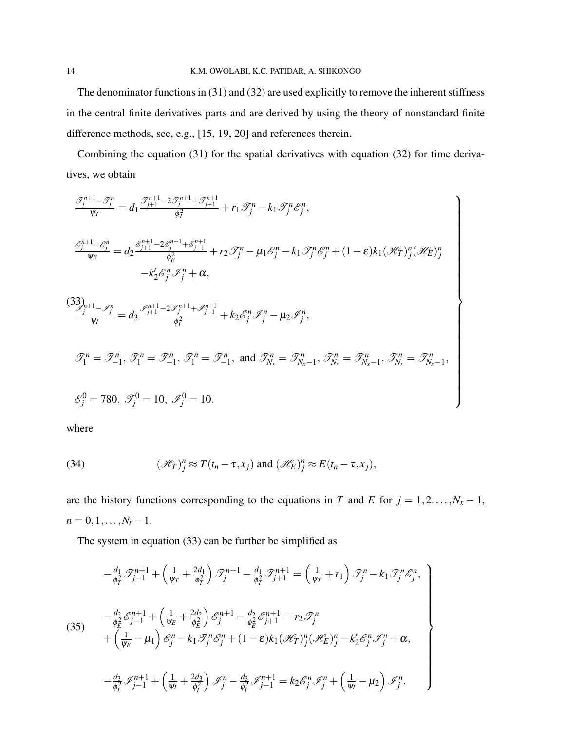The denominator functions in (31) and (32) are used explicitly to remove the inherent stiffness in the central finite derivatives parts and are derived by using the theory of nonstandard finite difference methods, see, e.g., [15, 19, 20] and references therein.

Combining the equation (31) for the spatial derivatives with equation (32) for time derivatives, we obtain

$$
\left.
\begin{array}{l}
\frac{\mathscr{T}_j^{n+1}-\mathscr{T}_j^n}{\psi_T} = d_1 \frac{\mathscr{T}_{j+1}^{n+1}-2\mathscr{T}_j^{n+1}+\mathscr{T}_{j-1}^{n+1}}{\phi_T^2} + r_1 \mathscr{T}_j^n - k_1 \mathscr{T}_j^n \mathscr{E}_j^n, \\[2ex]
\frac{\mathscr{E}_j^{n+1}-\mathscr{E}_j^n}{\psi_E} = d_2 \frac{\mathscr{E}_{j+1}^{n+1}-2\mathscr{E}_j^{n+1}+\mathscr{E}_{j-1}^{n+1}}{\phi_E^2} + r_2 \mathscr{T}_j^n - \mu_1 \mathscr{E}_j^n - k_1 \mathscr{T}_j^n \mathscr{E}_j^n + (1-\varepsilon) k_1 (\mathscr{H}_T)_j^n (\mathscr{H}_E)_j^n \\
\qquad\qquad - k_2' \mathscr{E}_j^n \mathscr{I}_j^n + \alpha, \\[2ex]
\frac{\mathscr{I}_j^{n+1}-\mathscr{I}_j^n}{\psi_I} = d_3 \frac{\mathscr{I}_{j+1}^{n+1}-2\mathscr{I}_j^{n+1}+\mathscr{I}_{j-1}^{n+1}}{\phi_I^2} + k_2 \mathscr{E}_j^n \mathscr{I}_j^n - \mu_2 \mathscr{I}_j^n, \\[2ex]
\mathscr{T}_1^n = \mathscr{T}_{-1}^n,\ \mathscr{T}_1^n = \mathscr{T}_{-1}^n,\ \mathscr{T}_1^n = \mathscr{T}_{-1}^n,\ \text{and } \mathscr{T}_{N_x}^n = \mathscr{T}_{N_x-1}^n,\ \mathscr{T}_{N_x}^n = \mathscr{T}_{N_x-1}^n,\ \mathscr{T}_{N_x}^n = \mathscr{T}_{N_x-1}^n, \\[2ex]
\mathscr{E}_j^0 = 780,\ \mathscr{T}_j^0 = 10,\ \mathscr{I}_j^0 = 10.
\end{array}
\right\} \tag{33}
$$

where

$$
(\mathscr{H}_T)_j^n \approx T(t_n - \tau, x_j) \text{ and } (\mathscr{H}_E)_j^n \approx E(t_n - \tau, x_j), \tag{34}
$$

are the history functions corresponding to the equations in $T$ and $E$ for $j = 1, 2, \ldots, N_x - 1$, $n = 0, 1, \ldots, N_t - 1$.

The system in equation (33) can be further be simplified as

$$
\left.
\begin{array}{l}
-\frac{d_1}{\phi_T^2} \mathscr{T}_{j-1}^{n+1} + \left(\frac{1}{\psi_T} + \frac{2d_1}{\phi_T^2}\right) \mathscr{T}_j^{n+1} - \frac{d_1}{\phi_T^2} \mathscr{T}_{j+1}^{n+1} = \left(\frac{1}{\psi_T} + r_1\right) \mathscr{T}_j^n - k_1 \mathscr{T}_j^n \mathscr{E}_j^n, \\[2ex]
-\frac{d_2}{\phi_E^2} \mathscr{E}_{j-1}^{n+1} + \left(\frac{1}{\psi_E} + \frac{2d_2}{\phi_E^2}\right) \mathscr{E}_j^{n+1} - \frac{d_2}{\phi_E^2} \mathscr{E}_{j+1}^{n+1} = r_2 \mathscr{T}_j^n \\
+ \left(\frac{1}{\psi_E} - \mu_1\right) \mathscr{E}_j^n - k_1 \mathscr{T}_j^n \mathscr{E}_j^n + (1-\varepsilon) k_1 (\mathscr{H}_T)_j^n (\mathscr{H}_E)_j^n - k_2' \mathscr{E}_j^n \mathscr{I}_j^n + \alpha, \\[2ex]
-\frac{d_3}{\phi_I^2} \mathscr{I}_{j-1}^{n+1} + \left(\frac{1}{\psi_I} + \frac{2d_3}{\phi_I^2}\right) \mathscr{I}_j^n - \frac{d_3}{\phi_I^2} \mathscr{I}_{j+1}^{n+1} = k_2 \mathscr{E}_j^n \mathscr{I}_j^n + \left(\frac{1}{\psi_I} - \mu_2\right) \mathscr{I}_j^n.
\end{array}
\right\} \tag{35}
$$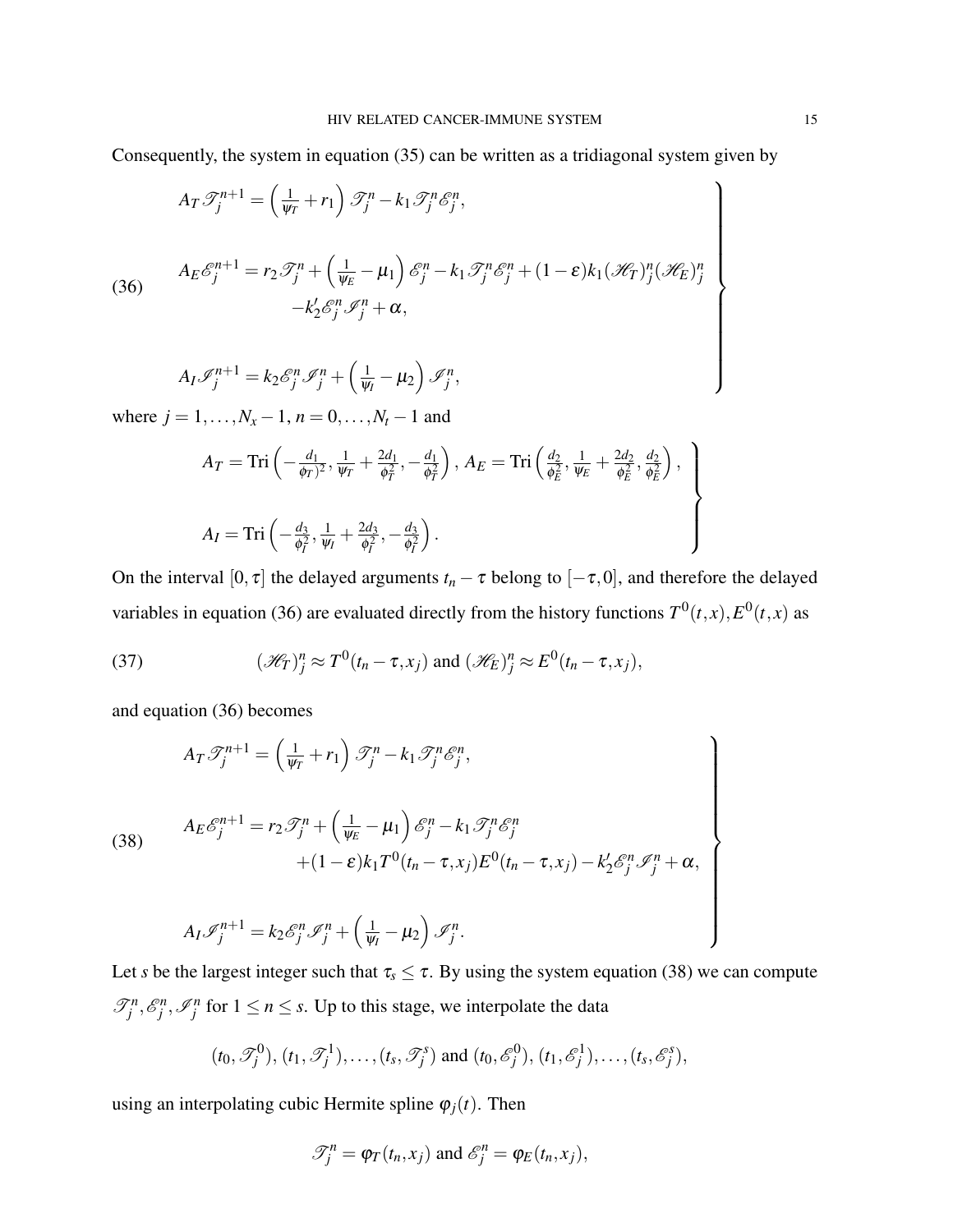Consequently, the system in equation (35) can be written as a tridiagonal system given by

$$
\left.
\begin{aligned}
&A_T \mathscr{T}_j^{n+1} = \left(\tfrac{1}{\psi_T} + r_1\right) \mathscr{T}_j^n - k_1 \mathscr{T}_j^n \mathscr{E}_j^n, \\
&A_E \mathscr{E}_j^{n+1} = r_2 \mathscr{T}_j^n + \left(\tfrac{1}{\psi_E} - \mu_1\right) \mathscr{E}_j^n - k_1 \mathscr{T}_j^n \mathscr{E}_j^n + (1-\varepsilon) k_1 (\mathscr{H}_T)_j^n (\mathscr{H}_E)_j^n \\
&\qquad\qquad - k_2' \mathscr{E}_j^n \mathscr{I}_j^n + \alpha, \\
&A_I \mathscr{I}_j^{n+1} = k_2 \mathscr{E}_j^n \mathscr{I}_j^n + \left(\tfrac{1}{\psi_I} - \mu_2\right) \mathscr{I}_j^n,
\end{aligned}
\right\} \tag{36}
$$

where $j = 1, \ldots, N_x - 1$, $n = 0, \ldots, N_t - 1$ and

$$
\left.
\begin{aligned}
&A_T = \text{Tri}\left(-\tfrac{d_1}{\phi_T)^2}, \tfrac{1}{\psi_T} + \tfrac{2d_1}{\phi_T^2}, -\tfrac{d_1}{\phi_T^2}\right), \; A_E = \text{Tri}\left(\tfrac{d_2}{\phi_E^2}, \tfrac{1}{\psi_E} + \tfrac{2d_2}{\phi_E^2}, \tfrac{d_2}{\phi_E^2}\right), \\
&A_I = \text{Tri}\left(-\tfrac{d_3}{\phi_I^2}, \tfrac{1}{\psi_I} + \tfrac{2d_3}{\phi_I^2}, -\tfrac{d_3}{\phi_I^2}\right).
\end{aligned}
\right\}
$$

On the interval $[0, \tau]$ the delayed arguments $t_n - \tau$ belong to $[-\tau, 0]$, and therefore the delayed variables in equation (36) are evaluated directly from the history functions $T^0(t,x), E^0(t,x)$ as

$$
(\mathscr{H}_T)_j^n \approx T^0(t_n - \tau, x_j) \text{ and } (\mathscr{H}_E)_j^n \approx E^0(t_n - \tau, x_j), \tag{37}
$$

and equation (36) becomes

$$
\left.
\begin{aligned}
&A_T \mathscr{T}_j^{n+1} = \left(\tfrac{1}{\psi_T} + r_1\right) \mathscr{T}_j^n - k_1 \mathscr{T}_j^n \mathscr{E}_j^n, \\
&A_E \mathscr{E}_j^{n+1} = r_2 \mathscr{T}_j^n + \left(\tfrac{1}{\psi_E} - \mu_1\right) \mathscr{E}_j^n - k_1 \mathscr{T}_j^n \mathscr{E}_j^n \\
&\qquad\qquad + (1-\varepsilon) k_1 T^0(t_n - \tau, x_j) E^0(t_n - \tau, x_j) - k_2' \mathscr{E}_j^n \mathscr{I}_j^n + \alpha, \\
&A_I \mathscr{I}_j^{n+1} = k_2 \mathscr{E}_j^n \mathscr{I}_j^n + \left(\tfrac{1}{\psi_I} - \mu_2\right) \mathscr{I}_j^n.
\end{aligned}
\right\} \tag{38}
$$

Let $s$ be the largest integer such that $\tau_s \leq \tau$. By using the system equation (38) we can compute $\mathscr{T}_j^n, \mathscr{E}_j^n, \mathscr{I}_j^n$ for $1 \leq n \leq s$. Up to this stage, we interpolate the data

$$
(t_0, \mathscr{T}_j^0), (t_1, \mathscr{T}_j^1), \ldots, (t_s, \mathscr{T}_j^s) \text{ and } (t_0, \mathscr{E}_j^0), (t_1, \mathscr{E}_j^1), \ldots, (t_s, \mathscr{E}_j^s),
$$

using an interpolating cubic Hermite spline $\varphi_j(t)$. Then

$$
\mathscr{T}_j^n = \varphi_T(t_n, x_j) \text{ and } \mathscr{E}_j^n = \varphi_E(t_n, x_j),
$$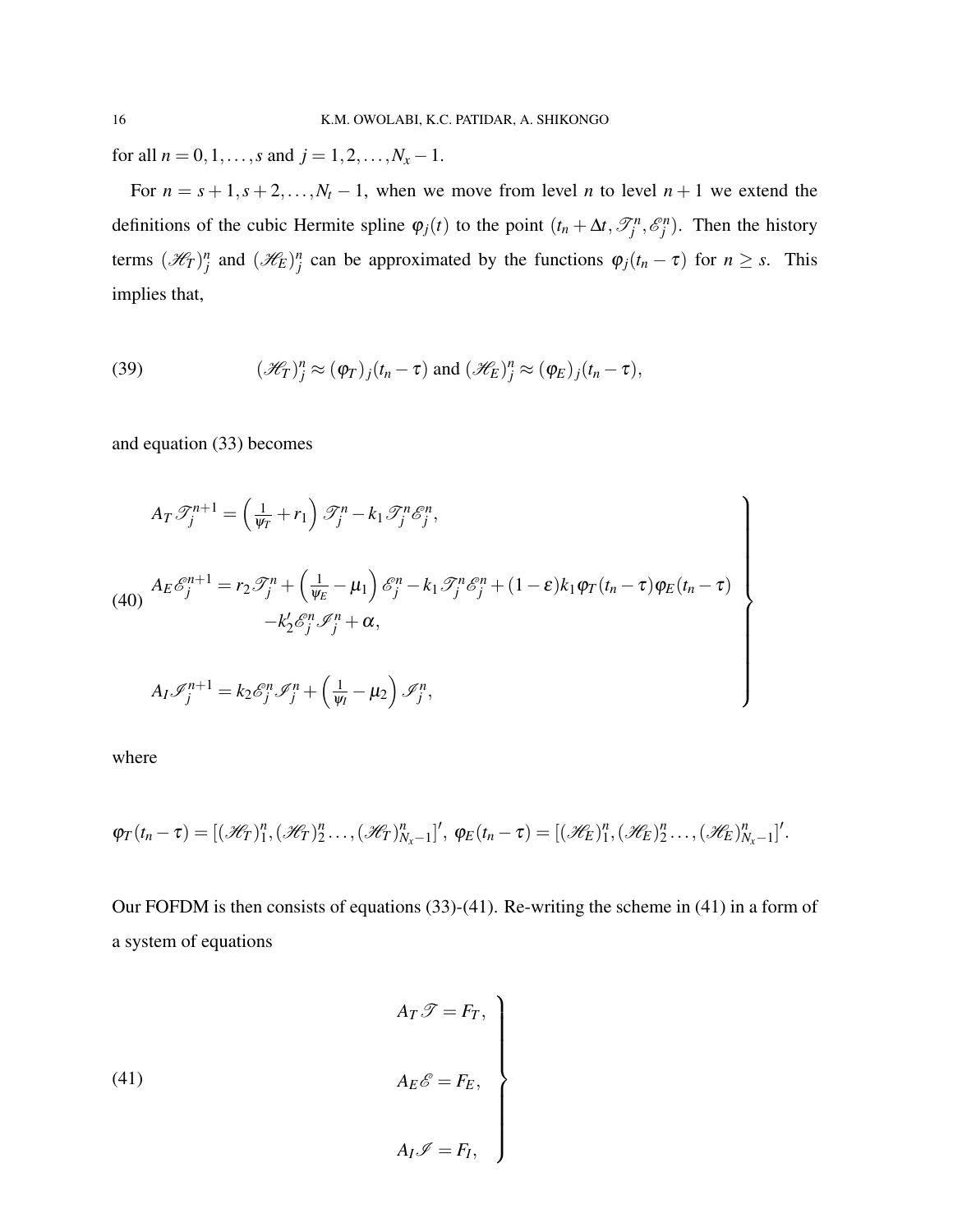for all $n = 0,1,\ldots,s$ and $j = 1,2,\ldots,N_x - 1$.

For $n = s+1, s+2, \ldots, N_t - 1$, when we move from level $n$ to level $n+1$ we extend the definitions of the cubic Hermite spline $\varphi_j(t)$ to the point $(t_n + \Delta t, \mathscr{T}_j^n, \mathscr{E}_j^n)$. Then the history terms $(\mathscr{H}_T)_j^n$ and $(\mathscr{H}_E)_j^n$ can be approximated by the functions $\varphi_j(t_n - \tau)$ for $n \geq s$. This implies that,

$$(\mathscr{H}_T)_j^n \approx (\varphi_T)_j(t_n - \tau) \text{ and } (\mathscr{H}_E)_j^n \approx (\varphi_E)_j(t_n - \tau), \tag{39}$$

and equation (33) becomes

$$\left.\begin{aligned}
&A_T \mathscr{T}_j^{n+1} = \left(\tfrac{1}{\psi_T} + r_1\right)\mathscr{T}_j^n - k_1 \mathscr{T}_j^n \mathscr{E}_j^n, \\
&A_E \mathscr{E}_j^{n+1} = r_2 \mathscr{T}_j^n + \left(\tfrac{1}{\psi_E} - \mu_1\right)\mathscr{E}_j^n - k_1 \mathscr{T}_j^n \mathscr{E}_j^n + (1-\varepsilon)k_1 \varphi_T(t_n - \tau)\varphi_E(t_n - \tau) \\
&\qquad\qquad - k_2' \mathscr{E}_j^n \mathscr{I}_j^n + \alpha, \\
&A_I \mathscr{I}_j^{n+1} = k_2 \mathscr{E}_j^n \mathscr{I}_j^n + \left(\tfrac{1}{\psi_I} - \mu_2\right)\mathscr{I}_j^n,
\end{aligned}\right\} \tag{40}$$

where

$$\varphi_T(t_n - \tau) = [(\mathscr{H}_T)_1^n, (\mathscr{H}_T)_2^n \ldots, (\mathscr{H}_T)_{N_x-1}^n]', \; \varphi_E(t_n - \tau) = [(\mathscr{H}_E)_1^n, (\mathscr{H}_E)_2^n \ldots, (\mathscr{H}_E)_{N_x-1}^n]'.$$

Our FOFDM is then consists of equations (33)-(41). Re-writing the scheme in (41) in a form of a system of equations

$$\left.\begin{aligned}
A_T \mathscr{T} &= F_T, \\
A_E \mathscr{E} &= F_E, \\
A_I \mathscr{I} &= F_I,
\end{aligned}\right\} \tag{41}$$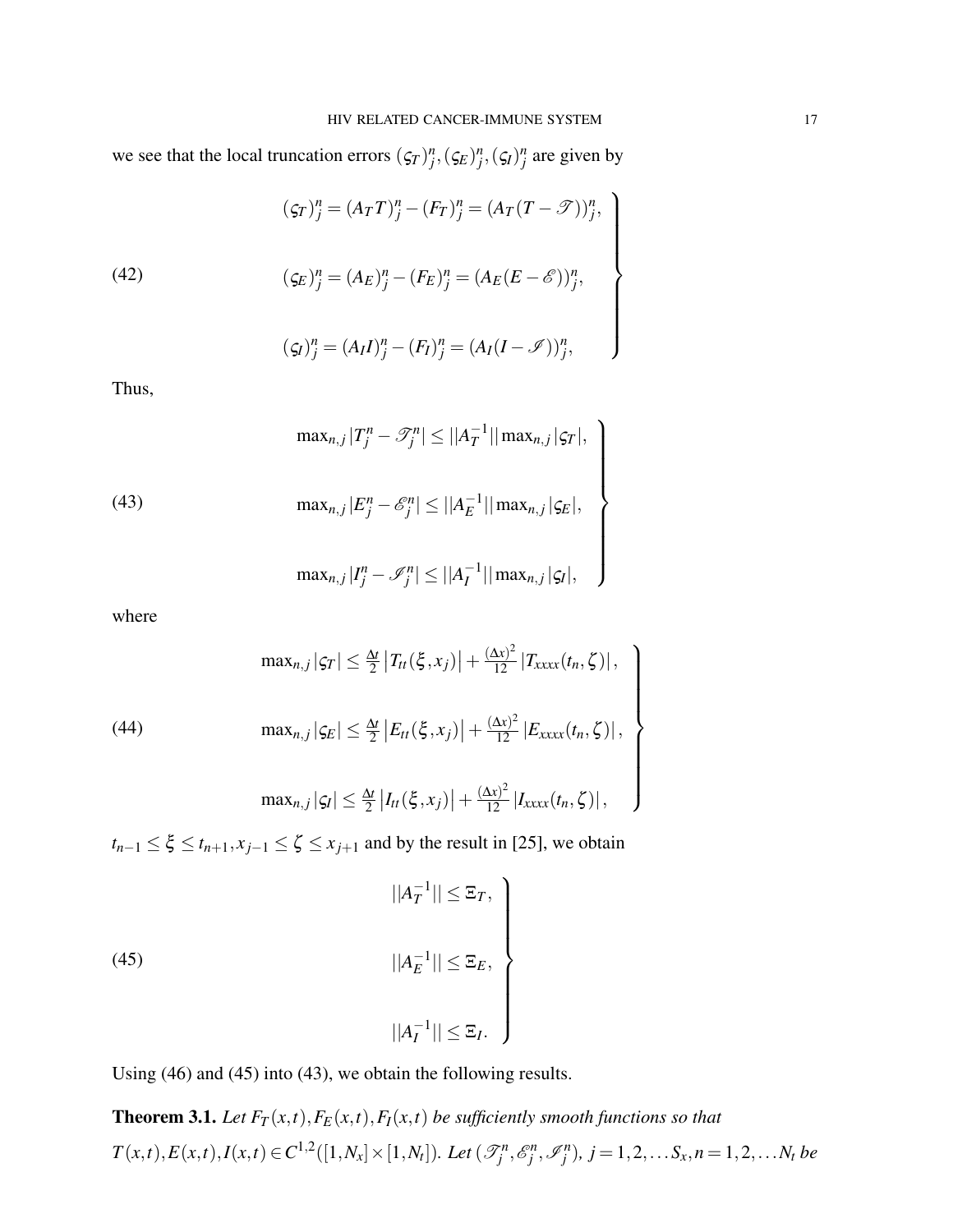we see that the local truncation errors $(\varsigma_T)^n_j, (\varsigma_E)^n_j, (\varsigma_I)^n_j$ are given by

$$
\left.
\begin{aligned}
(\varsigma_T)^n_j &= (A_T T)^n_j - (F_T)^n_j = (A_T(T - \mathscr{T}))^n_j, \\
(\varsigma_E)^n_j &= (A_E)^n_j - (F_E)^n_j = (A_E(E - \mathscr{E}))^n_j, \\
(\varsigma_I)^n_j &= (A_I I)^n_j - (F_I)^n_j = (A_I(I - \mathscr{I}))^n_j,
\end{aligned}
\right\} \tag{42}
$$

Thus,

$$
\left.
\begin{aligned}
\max_{n,j} |T^n_j - \mathscr{T}^n_j| &\leq ||A_T^{-1}|| \max_{n,j} |\varsigma_T|, \\
\max_{n,j} |E^n_j - \mathscr{E}^n_j| &\leq ||A_E^{-1}|| \max_{n,j} |\varsigma_E|, \\
\max_{n,j} |I^n_j - \mathscr{I}^n_j| &\leq ||A_I^{-1}|| \max_{n,j} |\varsigma_I|,
\end{aligned}
\right\} \tag{43}
$$

where

$$
\left.
\begin{aligned}
\max_{n,j} |\varsigma_T| &\leq \tfrac{\Delta t}{2} \left| T_{tt}(\xi, x_j) \right| + \tfrac{(\Delta x)^2}{12} \left| T_{xxxx}(t_n, \zeta) \right|, \\
\max_{n,j} |\varsigma_E| &\leq \tfrac{\Delta t}{2} \left| E_{tt}(\xi, x_j) \right| + \tfrac{(\Delta x)^2}{12} \left| E_{xxxx}(t_n, \zeta) \right|, \\
\max_{n,j} |\varsigma_I| &\leq \tfrac{\Delta t}{2} \left| I_{tt}(\xi, x_j) \right| + \tfrac{(\Delta x)^2}{12} \left| I_{xxxx}(t_n, \zeta) \right|,
\end{aligned}
\right\} \tag{44}
$$

$t_{n-1} \leq \xi \leq t_{n+1}, x_{j-1} \leq \zeta \leq x_{j+1}$ and by the result in [25], we obtain

$$
\left.
\begin{aligned}
||A_T^{-1}|| &\leq \Xi_T, \\
||A_E^{-1}|| &\leq \Xi_E, \\
||A_I^{-1}|| &\leq \Xi_I.
\end{aligned}
\right\} \tag{45}
$$

Using (46) and (45) into (43), we obtain the following results.

**Theorem 3.1.** *Let $F_T(x,t), F_E(x,t), F_I(x,t)$ be sufficiently smooth functions so that $T(x,t), E(x,t), I(x,t) \in C^{1,2}([1,N_x] \times [1,N_t])$. Let $(\mathscr{T}^n_j, \mathscr{E}^n_j, \mathscr{I}^n_j)$, $j = 1,2,\ldots S_x, n = 1,2,\ldots N_t$ be*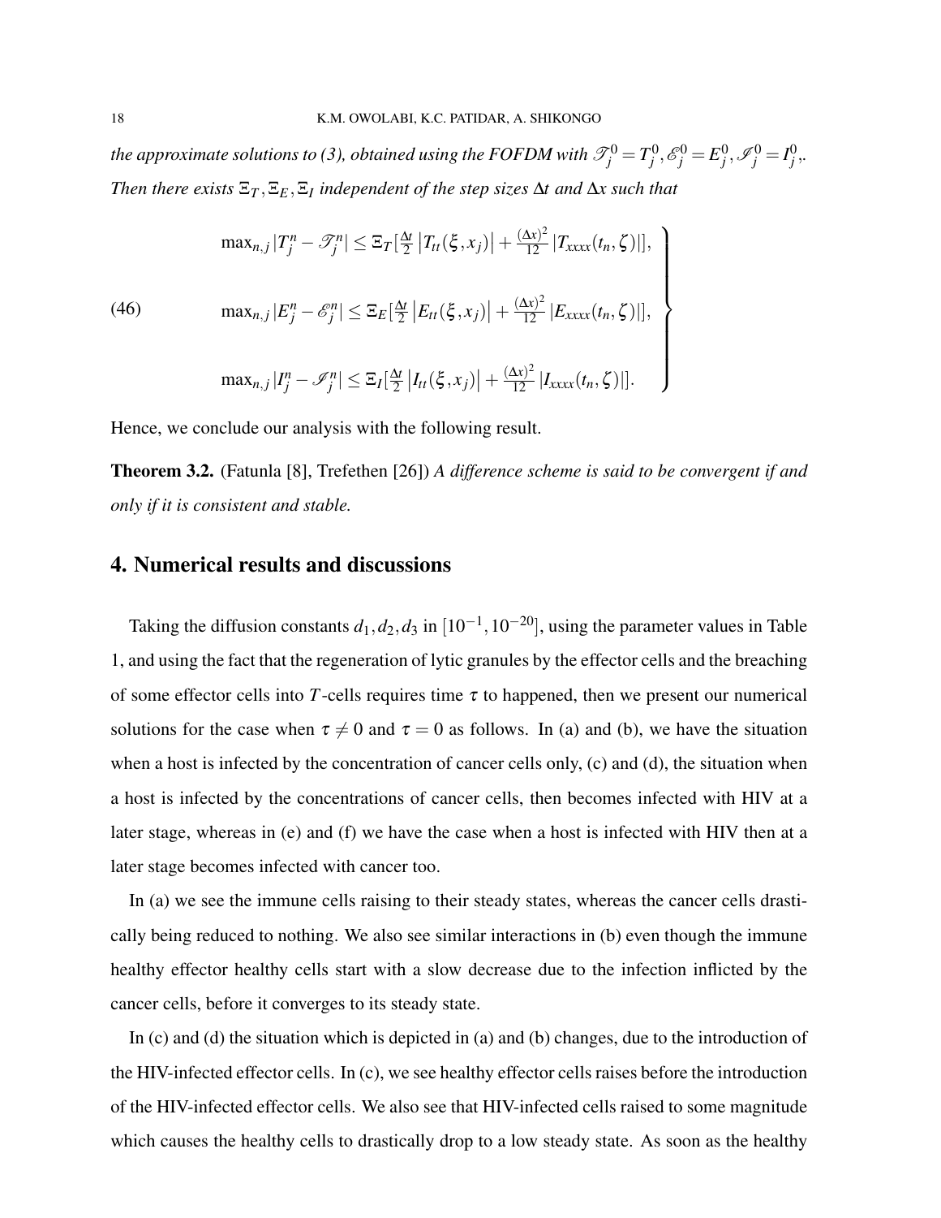*the approximate solutions to (3), obtained using the FOFDM with $\mathscr{T}_j^0 = T_j^0, \mathscr{E}_j^0 = E_j^0, \mathscr{I}_j^0 = I_j^0$,. Then there exists $\Xi_T, \Xi_E, \Xi_I$ independent of the step sizes $\Delta t$ and $\Delta x$ such that*

$$
\left.\begin{array}{l}
\max_{n,j} |T_j^n - \mathscr{T}_j^n| \leq \Xi_T [\frac{\Delta t}{2} \left|T_{tt}(\xi, x_j)\right| + \frac{(\Delta x)^2}{12} |T_{xxxx}(t_n, \zeta)|], \\[2ex]
\max_{n,j} |E_j^n - \mathscr{E}_j^n| \leq \Xi_E [\frac{\Delta t}{2} \left|E_{tt}(\xi, x_j)\right| + \frac{(\Delta x)^2}{12} |E_{xxxx}(t_n, \zeta)|], \\[2ex]
\max_{n,j} |I_j^n - \mathscr{I}_j^n| \leq \Xi_I [\frac{\Delta t}{2} \left|I_{tt}(\xi, x_j)\right| + \frac{(\Delta x)^2}{12} |I_{xxxx}(t_n, \zeta)|].
\end{array}\right\} \tag{46}
$$

Hence, we conclude our analysis with the following result.

**Theorem 3.2.** (Fatunla [8], Trefethen [26]) *A difference scheme is said to be convergent if and only if it is consistent and stable.*

## 4. Numerical results and discussions

Taking the diffusion constants $d_1, d_2, d_3$ in $[10^{-1}, 10^{-20}]$, using the parameter values in Table 1, and using the fact that the regeneration of lytic granules by the effector cells and the breaching of some effector cells into $T$-cells requires time $\tau$ to happened, then we present our numerical solutions for the case when $\tau \neq 0$ and $\tau = 0$ as follows. In (a) and (b), we have the situation when a host is infected by the concentration of cancer cells only, (c) and (d), the situation when a host is infected by the concentrations of cancer cells, then becomes infected with HIV at a later stage, whereas in (e) and (f) we have the case when a host is infected with HIV then at a later stage becomes infected with cancer too.

In (a) we see the immune cells raising to their steady states, whereas the cancer cells drastically being reduced to nothing. We also see similar interactions in (b) even though the immune healthy effector healthy cells start with a slow decrease due to the infection inflicted by the cancer cells, before it converges to its steady state.

In (c) and (d) the situation which is depicted in (a) and (b) changes, due to the introduction of the HIV-infected effector cells. In (c), we see healthy effector cells raises before the introduction of the HIV-infected effector cells. We also see that HIV-infected cells raised to some magnitude which causes the healthy cells to drastically drop to a low steady state. As soon as the healthy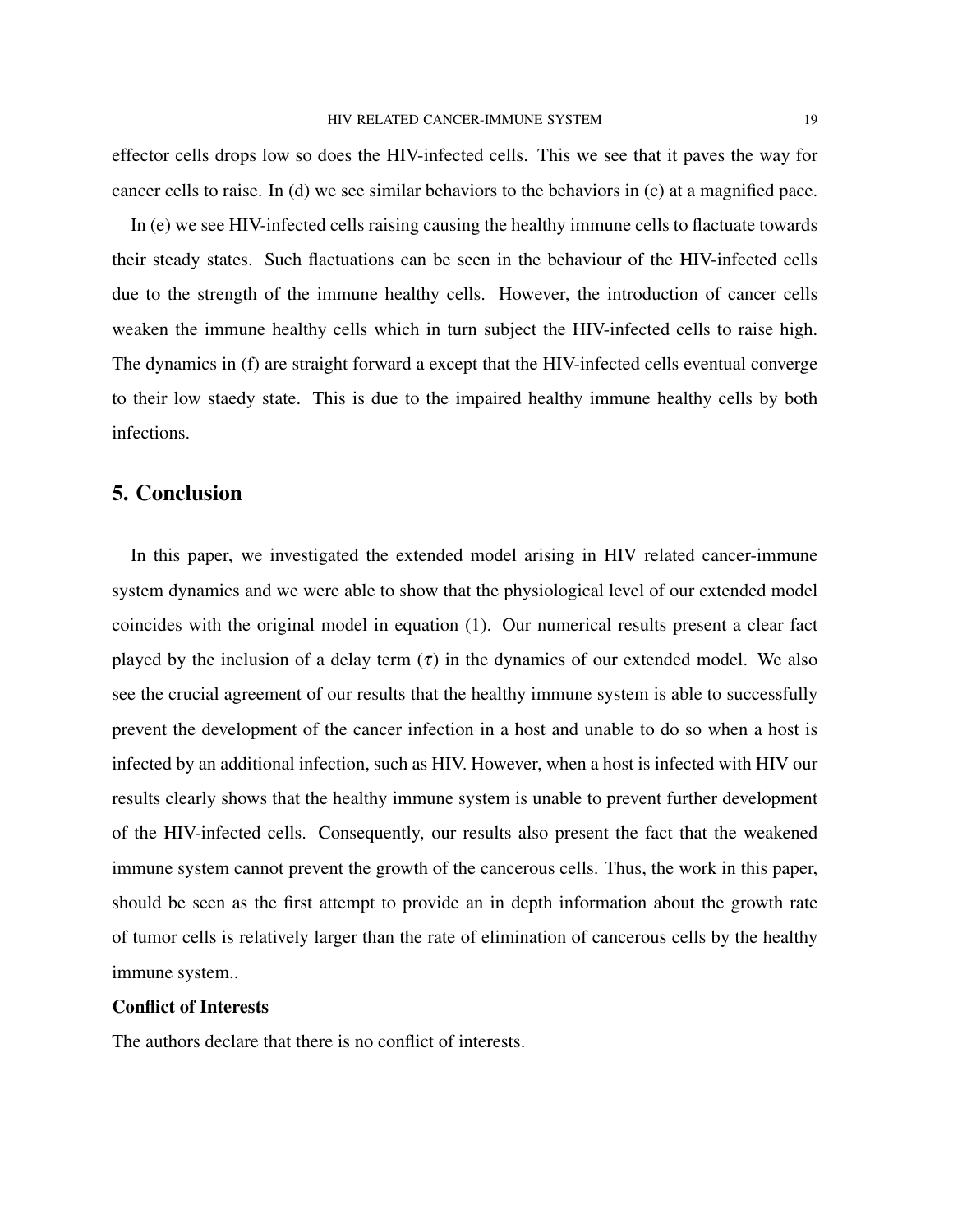effector cells drops low so does the HIV-infected cells. This we see that it paves the way for cancer cells to raise. In (d) we see similar behaviors to the behaviors in (c) at a magnified pace.

In (e) we see HIV-infected cells raising causing the healthy immune cells to flactuate towards their steady states. Such flactuations can be seen in the behaviour of the HIV-infected cells due to the strength of the immune healthy cells. However, the introduction of cancer cells weaken the immune healthy cells which in turn subject the HIV-infected cells to raise high. The dynamics in (f) are straight forward a except that the HIV-infected cells eventual converge to their low staedy state. This is due to the impaired healthy immune healthy cells by both infections.

## 5. Conclusion

In this paper, we investigated the extended model arising in HIV related cancer-immune system dynamics and we were able to show that the physiological level of our extended model coincides with the original model in equation (1). Our numerical results present a clear fact played by the inclusion of a delay term ($\tau$) in the dynamics of our extended model. We also see the crucial agreement of our results that the healthy immune system is able to successfully prevent the development of the cancer infection in a host and unable to do so when a host is infected by an additional infection, such as HIV. However, when a host is infected with HIV our results clearly shows that the healthy immune system is unable to prevent further development of the HIV-infected cells. Consequently, our results also present the fact that the weakened immune system cannot prevent the growth of the cancerous cells. Thus, the work in this paper, should be seen as the first attempt to provide an in depth information about the growth rate of tumor cells is relatively larger than the rate of elimination of cancerous cells by the healthy immune system..

**Conflict of Interests**

The authors declare that there is no conflict of interests.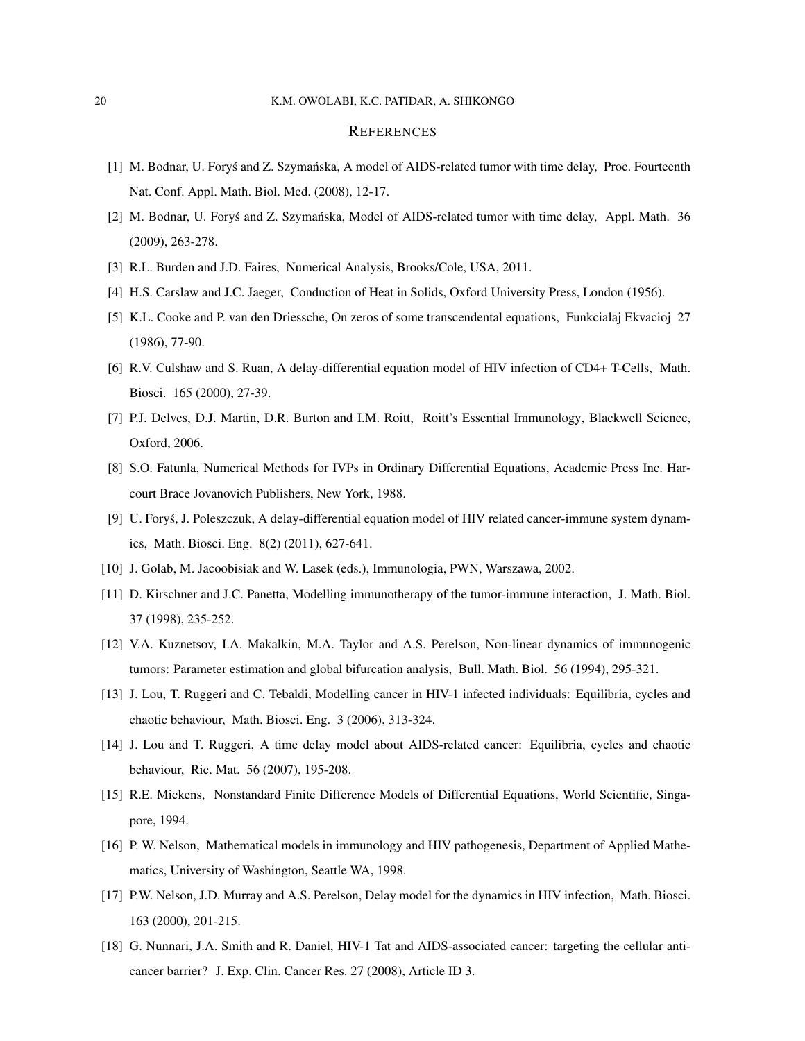## REFERENCES

[1] M. Bodnar, U. Foryś and Z. Szymańska, A model of AIDS-related tumor with time delay, Proc. Fourteenth Nat. Conf. Appl. Math. Biol. Med. (2008), 12-17.

[2] M. Bodnar, U. Foryś and Z. Szymańska, Model of AIDS-related tumor with time delay, Appl. Math. 36 (2009), 263-278.

[3] R.L. Burden and J.D. Faires, Numerical Analysis, Brooks/Cole, USA, 2011.

[4] H.S. Carslaw and J.C. Jaeger, Conduction of Heat in Solids, Oxford University Press, London (1956).

[5] K.L. Cooke and P. van den Driessche, On zeros of some transcendental equations, Funkcialaj Ekvacioj 27 (1986), 77-90.

[6] R.V. Culshaw and S. Ruan, A delay-differential equation model of HIV infection of CD4+ T-Cells, Math. Biosci. 165 (2000), 27-39.

[7] P.J. Delves, D.J. Martin, D.R. Burton and I.M. Roitt, Roitt's Essential Immunology, Blackwell Science, Oxford, 2006.

[8] S.O. Fatunla, Numerical Methods for IVPs in Ordinary Differential Equations, Academic Press Inc. Harcourt Brace Jovanovich Publishers, New York, 1988.

[9] U. Foryś, J. Poleszczuk, A delay-differential equation model of HIV related cancer-immune system dynamics, Math. Biosci. Eng. 8(2) (2011), 627-641.

[10] J. Golab, M. Jacoobisiak and W. Lasek (eds.), Immunologia, PWN, Warszawa, 2002.

[11] D. Kirschner and J.C. Panetta, Modelling immunotherapy of the tumor-immune interaction, J. Math. Biol. 37 (1998), 235-252.

[12] V.A. Kuznetsov, I.A. Makalkin, M.A. Taylor and A.S. Perelson, Non-linear dynamics of immunogenic tumors: Parameter estimation and global bifurcation analysis, Bull. Math. Biol. 56 (1994), 295-321.

[13] J. Lou, T. Ruggeri and C. Tebaldi, Modelling cancer in HIV-1 infected individuals: Equilibria, cycles and chaotic behaviour, Math. Biosci. Eng. 3 (2006), 313-324.

[14] J. Lou and T. Ruggeri, A time delay model about AIDS-related cancer: Equilibria, cycles and chaotic behaviour, Ric. Mat. 56 (2007), 195-208.

[15] R.E. Mickens, Nonstandard Finite Difference Models of Differential Equations, World Scientific, Singapore, 1994.

[16] P. W. Nelson, Mathematical models in immunology and HIV pathogenesis, Department of Applied Mathematics, University of Washington, Seattle WA, 1998.

[17] P.W. Nelson, J.D. Murray and A.S. Perelson, Delay model for the dynamics in HIV infection, Math. Biosci. 163 (2000), 201-215.

[18] G. Nunnari, J.A. Smith and R. Daniel, HIV-1 Tat and AIDS-associated cancer: targeting the cellular anti-cancer barrier? J. Exp. Clin. Cancer Res. 27 (2008), Article ID 3.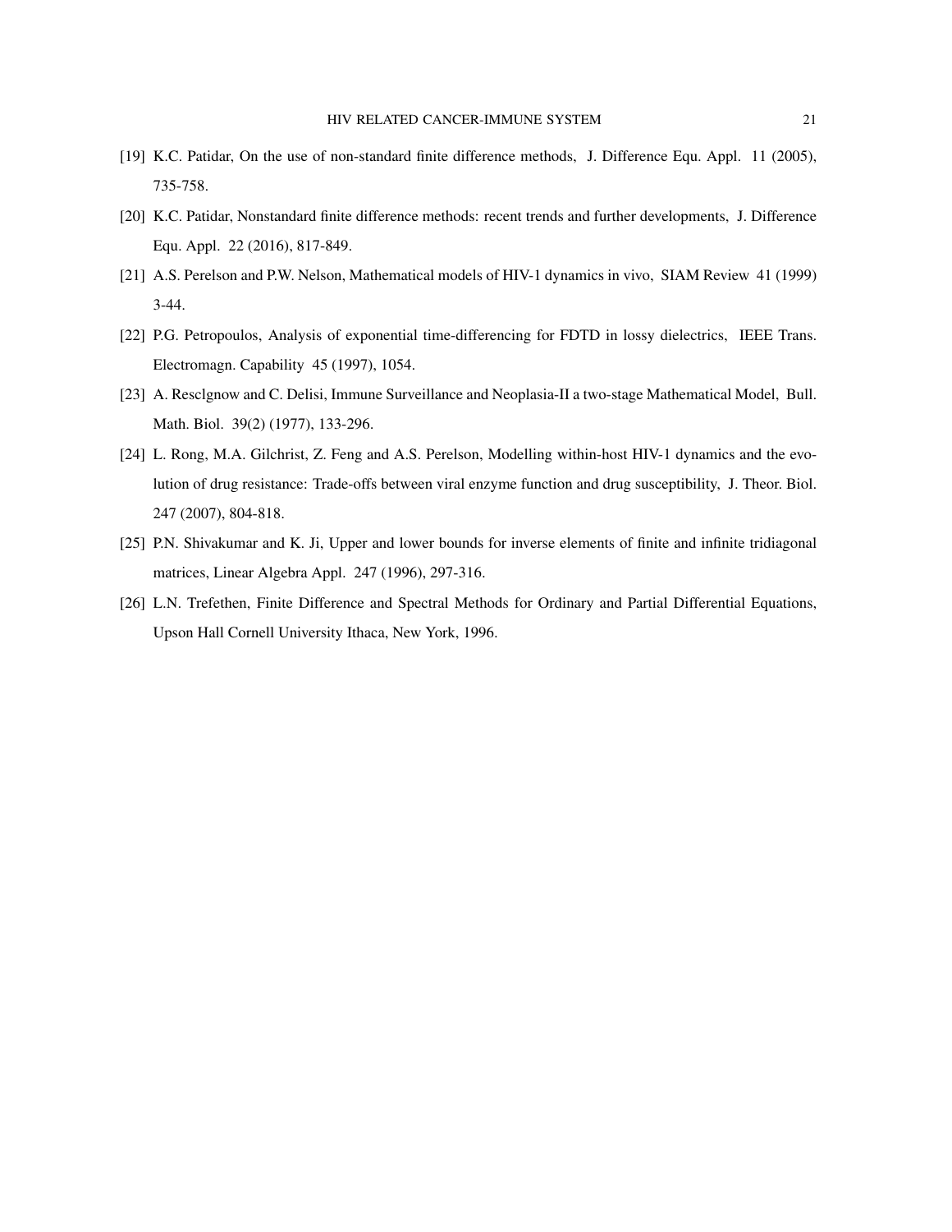[19] K.C. Patidar, On the use of non-standard finite difference methods, J. Difference Equ. Appl. 11 (2005), 735-758.

[20] K.C. Patidar, Nonstandard finite difference methods: recent trends and further developments, J. Difference Equ. Appl. 22 (2016), 817-849.

[21] A.S. Perelson and P.W. Nelson, Mathematical models of HIV-1 dynamics in vivo, SIAM Review 41 (1999) 3-44.

[22] P.G. Petropoulos, Analysis of exponential time-differencing for FDTD in lossy dielectrics, IEEE Trans. Electromagn. Capability 45 (1997), 1054.

[23] A. Resclgnow and C. Delisi, Immune Surveillance and Neoplasia-II a two-stage Mathematical Model, Bull. Math. Biol. 39(2) (1977), 133-296.

[24] L. Rong, M.A. Gilchrist, Z. Feng and A.S. Perelson, Modelling within-host HIV-1 dynamics and the evolution of drug resistance: Trade-offs between viral enzyme function and drug susceptibility, J. Theor. Biol. 247 (2007), 804-818.

[25] P.N. Shivakumar and K. Ji, Upper and lower bounds for inverse elements of finite and infinite tridiagonal matrices, Linear Algebra Appl. 247 (1996), 297-316.

[26] L.N. Trefethen, Finite Difference and Spectral Methods for Ordinary and Partial Differential Equations, Upson Hall Cornell University Ithaca, New York, 1996.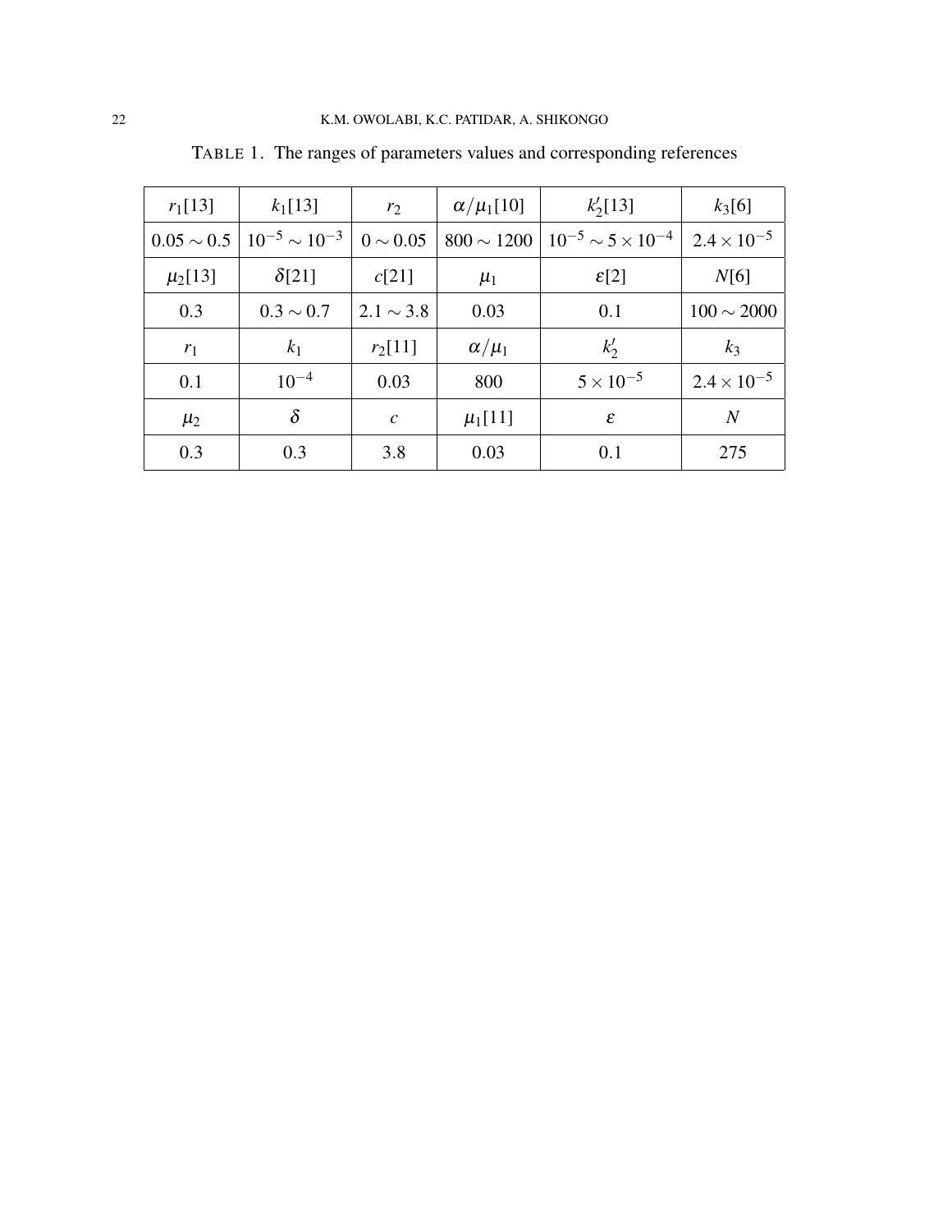TABLE 1. The ranges of parameters values and corresponding references

| $r_1$[13] | $k_1$[13] | $r_2$ | $\alpha/\mu_1$[10] | $k_2'$[13] | $k_3$[6] |
|---|---|---|---|---|---|
| $0.05 \sim 0.5$ | $10^{-5} \sim 10^{-3}$ | $0 \sim 0.05$ | $800 \sim 1200$ | $10^{-5} \sim 5\times10^{-4}$ | $2.4\times10^{-5}$ |
| $\mu_2$[13] | $\delta$[21] | $c$[21] | $\mu_1$ | $\varepsilon$[2] | $N$[6] |
| 0.3 | $0.3 \sim 0.7$ | $2.1 \sim 3.8$ | 0.03 | 0.1 | $100 \sim 2000$ |
| $r_1$ | $k_1$ | $r_2$[11] | $\alpha/\mu_1$ | $k_2'$ | $k_3$ |
| 0.1 | $10^{-4}$ | 0.03 | 800 | $5\times10^{-5}$ | $2.4\times10^{-5}$ |
| $\mu_2$ | $\delta$ | $c$ | $\mu_1$[11] | $\varepsilon$ | $N$ |
| 0.3 | 0.3 | 3.8 | 0.03 | 0.1 | 275 |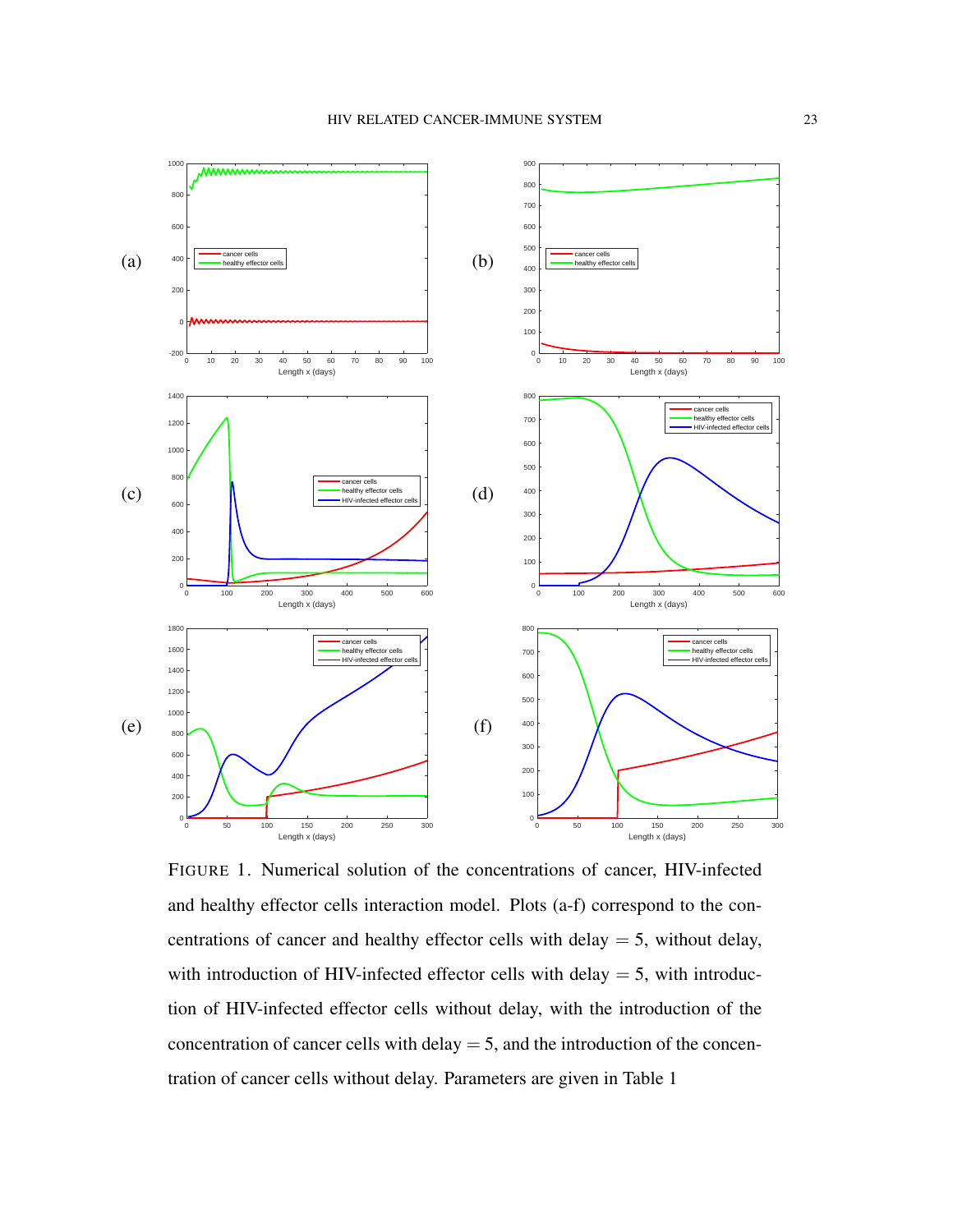(a)

1000
800
600
400
200
0
-200
0 10 20 30 40 50 60 70 80 90 100
Length x (days)
cancer cells
healthy effector cells

(b)

900
800
700
600
500
400
300
200
100
0
0 10 20 30 40 50 60 70 80 90 100
Length x (days)
cancer cells
healthy effector cells

(c)

1400
1200
1000
800
600
400
200
0
0 100 200 300 400 500 600
Length x (days)
cancer cells
healthy effector cells
HIV-infected effector cells

(d)

800
700
600
500
400
300
200
100
0
0 100 200 300 400 500 600
Length x (days)
cancer cells
healthy effector cells
HIV-infected effector cells

(e)

1800
1600
1400
1200
1000
800
600
400
200
0
0 50 100 150 200 250 300
Length x (days)
cancer cells
healthy effector cells
HIV-infected effector cells

(f)

800
700
600
500
400
300
200
100
0
0 50 100 150 200 250 300
Length x (days)
cancer cells
healthy effector cells
HIV-infected effector cells

FIGURE 1. Numerical solution of the concentrations of cancer, HIV-infected and healthy effector cells interaction model. Plots (a-f) correspond to the concentrations of cancer and healthy effector cells with delay $= 5$, without delay, with introduction of HIV-infected effector cells with delay $= 5$, with introduction of HIV-infected effector cells without delay, with the introduction of the concentration of cancer cells with delay $= 5$, and the introduction of the concentration of cancer cells without delay. Parameters are given in Table 1